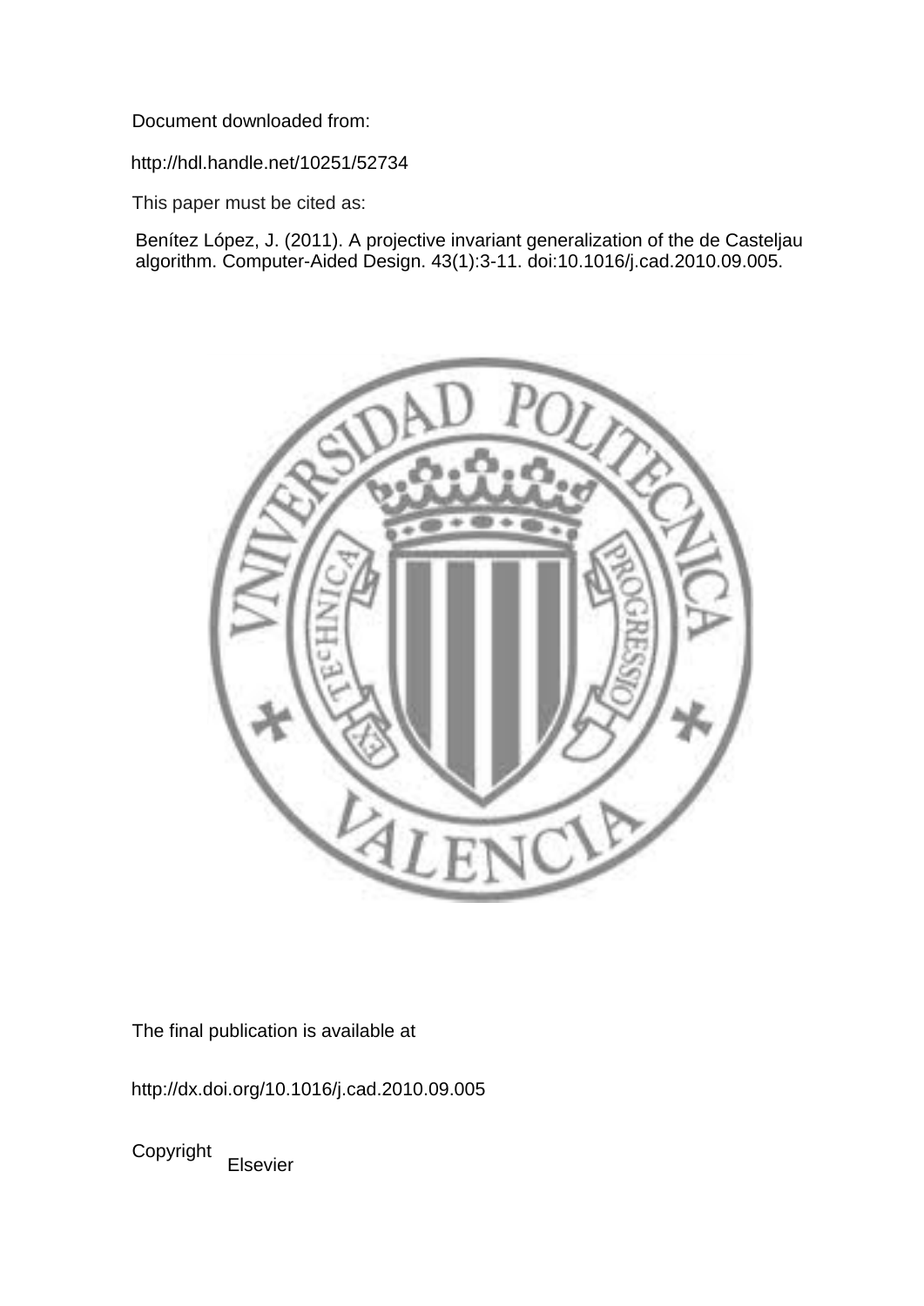Document downloaded from:

http://hdl.handle.net/10251/52734

This paper must be cited as:

Benítez López, J. (2011). A projective invariant generalization of the de Casteljau algorithm. Computer-Aided Design. 43(1):3-11. doi:10.1016/j.cad.2010.09.005.

The final publication is available at

http://dx.doi.org/10.1016/j.cad.2010.09.005

Copyright Elsevier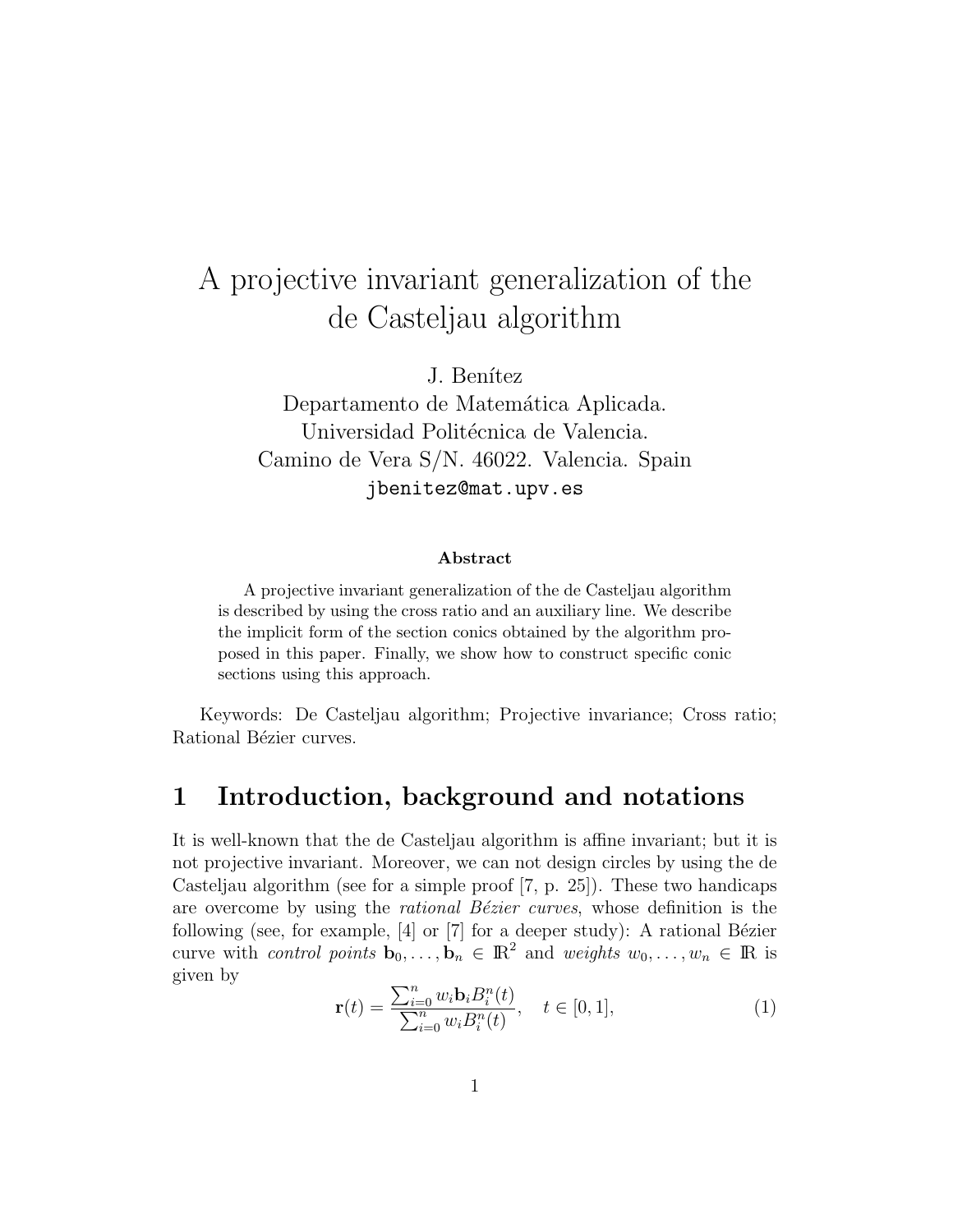# A projective invariant generalization of the de Casteljau algorithm

J. Benítez
Departamento de Matemática Aplicada.
Universidad Politécnica de Valencia.
Camino de Vera S/N. 46022. Valencia. Spain
jbenitez@mat.upv.es

### Abstract

A projective invariant generalization of the de Casteljau algorithm is described by using the cross ratio and an auxiliary line. We describe the implicit form of the section conics obtained by the algorithm proposed in this paper. Finally, we show how to construct specific conic sections using this approach.

Keywords: De Casteljau algorithm; Projective invariance; Cross ratio; Rational Bézier curves.

## 1 Introduction, background and notations

It is well-known that the de Casteljau algorithm is affine invariant; but it is not projective invariant. Moreover, we can not design circles by using the de Casteljau algorithm (see for a simple proof [7, p. 25]). These two handicaps are overcome by using the *rational Bézier curves*, whose definition is the following (see, for example, [4] or [7] for a deeper study): A rational Bézier curve with *control points* $\mathbf{b}_0, \ldots, \mathbf{b}_n \in \mathbb{R}^2$ and *weights* $w_0, \ldots, w_n \in \mathbb{R}$ is given by

$$\mathbf{r}(t) = \frac{\sum_{i=0}^{n} w_i \mathbf{b}_i B_i^n(t)}{\sum_{i=0}^{n} w_i B_i^n(t)}, \quad t \in [0, 1], \tag{1}$$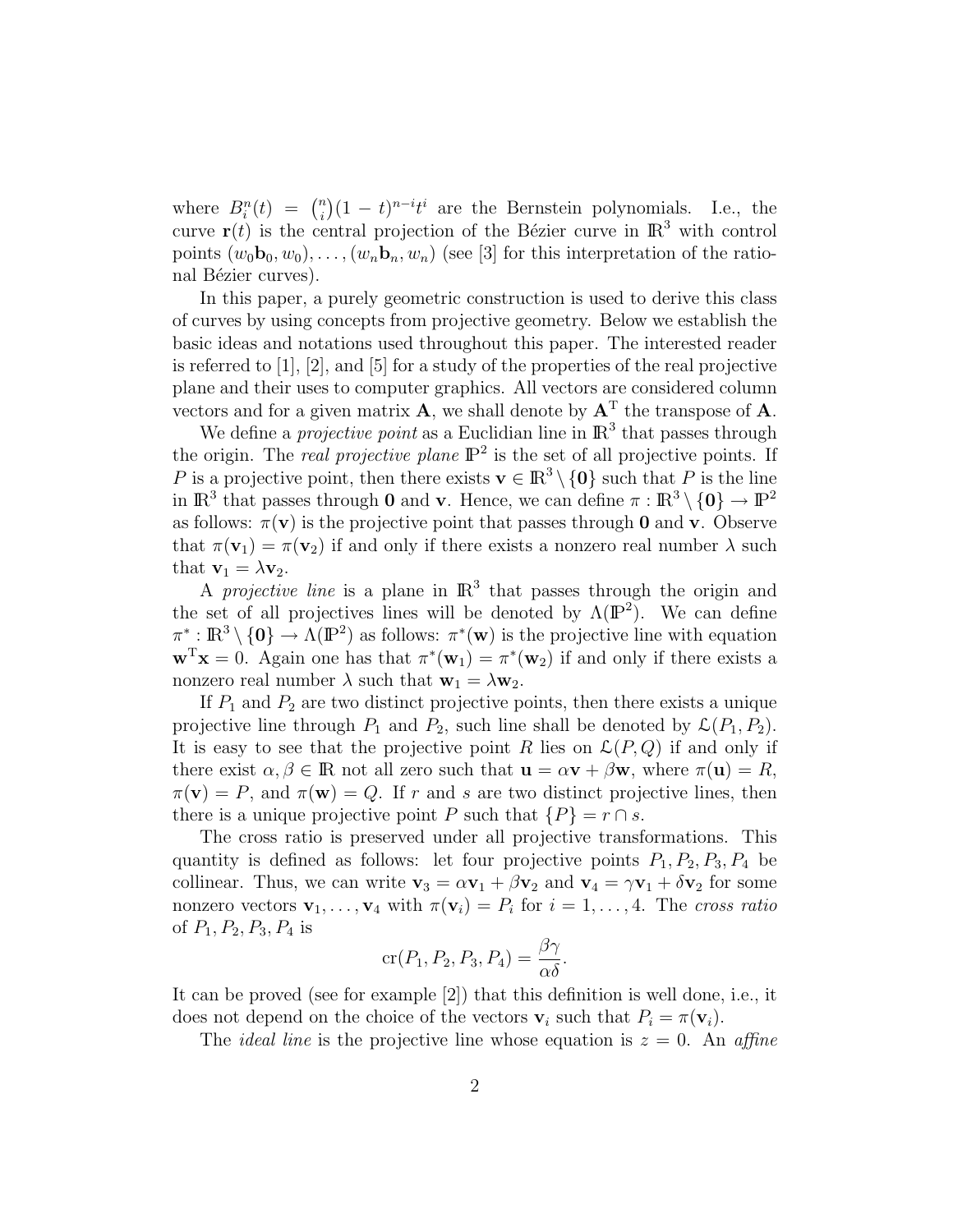where $B_i^n(t) = \binom{n}{i}(1-t)^{n-i}t^i$ are the Bernstein polynomials. I.e., the curve $\mathbf{r}(t)$ is the central projection of the Bézier curve in $\mathbb{R}^3$ with control points $(w_0\mathbf{b}_0, w_0), \ldots, (w_n\mathbf{b}_n, w_n)$ (see [3] for this interpretation of the rational Bézier curves).

In this paper, a purely geometric construction is used to derive this class of curves by using concepts from projective geometry. Below we establish the basic ideas and notations used throughout this paper. The interested reader is referred to [1], [2], and [5] for a study of the properties of the real projective plane and their uses to computer graphics. All vectors are considered column vectors and for a given matrix $\mathbf{A}$, we shall denote by $\mathbf{A}^{\mathrm{T}}$ the transpose of $\mathbf{A}$.

We define a *projective point* as a Euclidian line in $\mathbb{R}^3$ that passes through the origin. The *real projective plane* $\mathbb{P}^2$ is the set of all projective points. If $P$ is a projective point, then there exists $\mathbf{v} \in \mathbb{R}^3 \setminus \{\mathbf{0}\}$ such that $P$ is the line in $\mathbb{R}^3$ that passes through $\mathbf{0}$ and $\mathbf{v}$. Hence, we can define $\pi : \mathbb{R}^3 \setminus \{\mathbf{0}\} \to \mathbb{P}^2$ as follows: $\pi(\mathbf{v})$ is the projective point that passes through $\mathbf{0}$ and $\mathbf{v}$. Observe that $\pi(\mathbf{v}_1) = \pi(\mathbf{v}_2)$ if and only if there exists a nonzero real number $\lambda$ such that $\mathbf{v}_1 = \lambda\mathbf{v}_2$.

A *projective line* is a plane in $\mathbb{R}^3$ that passes through the origin and the set of all projectives lines will be denoted by $\Lambda(\mathbb{P}^2)$. We can define $\pi^* : \mathbb{R}^3 \setminus \{\mathbf{0}\} \to \Lambda(\mathbb{P}^2)$ as follows: $\pi^*(\mathbf{w})$ is the projective line with equation $\mathbf{w}^{\mathrm{T}}\mathbf{x} = 0$. Again one has that $\pi^*(\mathbf{w}_1) = \pi^*(\mathbf{w}_2)$ if and only if there exists a nonzero real number $\lambda$ such that $\mathbf{w}_1 = \lambda\mathbf{w}_2$.

If $P_1$ and $P_2$ are two distinct projective points, then there exists a unique projective line through $P_1$ and $P_2$, such line shall be denoted by $\mathcal{L}(P_1, P_2)$. It is easy to see that the projective point $R$ lies on $\mathcal{L}(P, Q)$ if and only if there exist $\alpha, \beta \in \mathbb{R}$ not all zero such that $\mathbf{u} = \alpha\mathbf{v} + \beta\mathbf{w}$, where $\pi(\mathbf{u}) = R$, $\pi(\mathbf{v}) = P$, and $\pi(\mathbf{w}) = Q$. If $r$ and $s$ are two distinct projective lines, then there is a unique projective point $P$ such that $\{P\} = r \cap s$.

The cross ratio is preserved under all projective transformations. This quantity is defined as follows: let four projective points $P_1, P_2, P_3, P_4$ be collinear. Thus, we can write $\mathbf{v}_3 = \alpha\mathbf{v}_1 + \beta\mathbf{v}_2$ and $\mathbf{v}_4 = \gamma\mathbf{v}_1 + \delta\mathbf{v}_2$ for some nonzero vectors $\mathbf{v}_1, \ldots, \mathbf{v}_4$ with $\pi(\mathbf{v}_i) = P_i$ for $i = 1, \ldots, 4$. The *cross ratio* of $P_1, P_2, P_3, P_4$ is

$$\mathrm{cr}(P_1, P_2, P_3, P_4) = \frac{\beta\gamma}{\alpha\delta}.$$

It can be proved (see for example [2]) that this definition is well done, i.e., it does not depend on the choice of the vectors $\mathbf{v}_i$ such that $P_i = \pi(\mathbf{v}_i)$.

The *ideal line* is the projective line whose equation is $z = 0$. An *affine*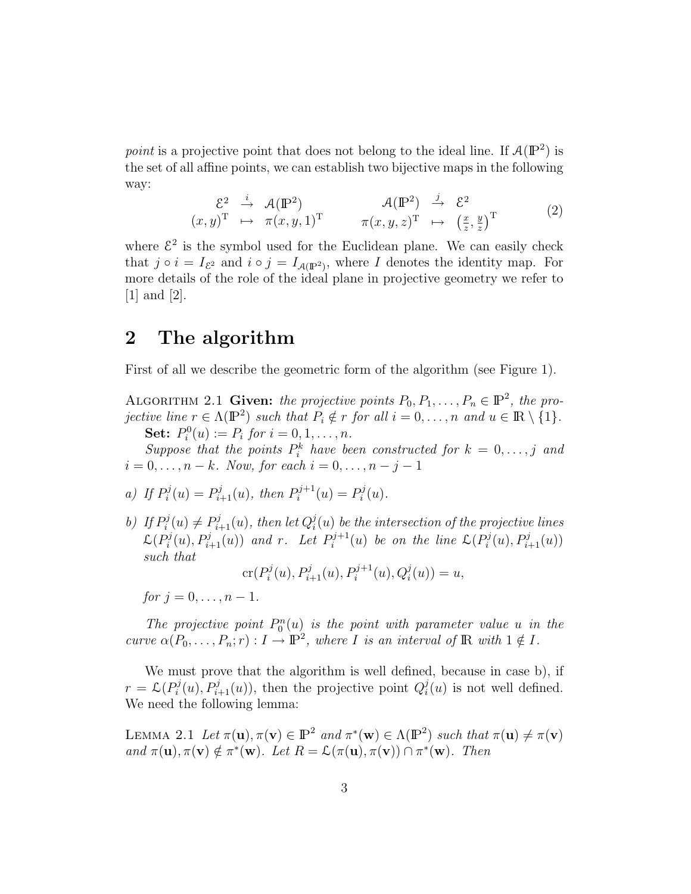*point* is a projective point that does not belong to the ideal line. If $\mathcal{A}(\mathbb{P}^2)$ is the set of all affine points, we can establish two bijective maps in the following way:

$$
\begin{array}{ccc} \mathcal{E}^2 & \stackrel{i}{\rightarrow} & \mathcal{A}(\mathbb{P}^2) \\ (x,y)^{\mathrm{T}} & \mapsto & \pi(x,y,1)^{\mathrm{T}} \end{array} \qquad \begin{array}{ccc} \mathcal{A}(\mathbb{P}^2) & \stackrel{j}{\rightarrow} & \mathcal{E}^2 \\ \pi(x,y,z)^{\mathrm{T}} & \mapsto & \left(\frac{x}{z}, \frac{y}{z}\right)^{\mathrm{T}} \end{array} \tag{2}
$$

where $\mathcal{E}^2$ is the symbol used for the Euclidean plane. We can easily check that $j \circ i = I_{\mathcal{E}^2}$ and $i \circ j = I_{\mathcal{A}(\mathbb{P}^2)}$, where $I$ denotes the identity map. For more details of the role of the ideal plane in projective geometry we refer to [1] and [2].

## 2 The algorithm

First of all we describe the geometric form of the algorithm (see Figure 1).

ALGORITHM 2.1 **Given:** *the projective points $P_0, P_1, \ldots, P_n \in \mathbb{P}^2$, the projective line $r \in \Lambda(\mathbb{P}^2)$ such that $P_i \notin r$ for all $i = 0, \ldots, n$ and $u \in \mathbb{R} \setminus \{1\}$.*

**Set:** *$P_i^0(u) := P_i$ for $i = 0, 1, \ldots, n$.*

*Suppose that the points $P_i^k$ have been constructed for $k = 0, \ldots, j$ and $i = 0, \ldots, n-k$. Now, for each $i = 0, \ldots, n-j-1$*

*a) If $P_i^j(u) = P_{i+1}^j(u)$, then $P_i^{j+1}(u) = P_i^j(u)$.*

*b) If $P_i^j(u) \neq P_{i+1}^j(u)$, then let $Q_i^j(u)$ be the intersection of the projective lines $\mathcal{L}(P_i^j(u), P_{i+1}^j(u))$ and $r$. Let $P_i^{j+1}(u)$ be on the line $\mathcal{L}(P_i^j(u), P_{i+1}^j(u))$ such that*

$$
\operatorname{cr}(P_i^j(u), P_{i+1}^j(u), P_i^{j+1}(u), Q_i^j(u)) = u,
$$

*for $j = 0, \ldots, n-1$.*

*The projective point $P_0^n(u)$ is the point with parameter value $u$ in the curve $\alpha(P_0, \ldots, P_n; r) : I \to \mathbb{P}^2$, where $I$ is an interval of $\mathbb{R}$ with $1 \notin I$.*

We must prove that the algorithm is well defined, because in case b), if $r = \mathcal{L}(P_i^j(u), P_{i+1}^j(u))$, then the projective point $Q_i^j(u)$ is not well defined. We need the following lemma:

LEMMA 2.1 *Let $\pi(\mathbf{u}), \pi(\mathbf{v}) \in \mathbb{P}^2$ and $\pi^*(\mathbf{w}) \in \Lambda(\mathbb{P}^2)$ such that $\pi(\mathbf{u}) \neq \pi(\mathbf{v})$ and $\pi(\mathbf{u}), \pi(\mathbf{v}) \notin \pi^*(\mathbf{w})$. Let $R = \mathcal{L}(\pi(\mathbf{u}), \pi(\mathbf{v})) \cap \pi^*(\mathbf{w})$. Then*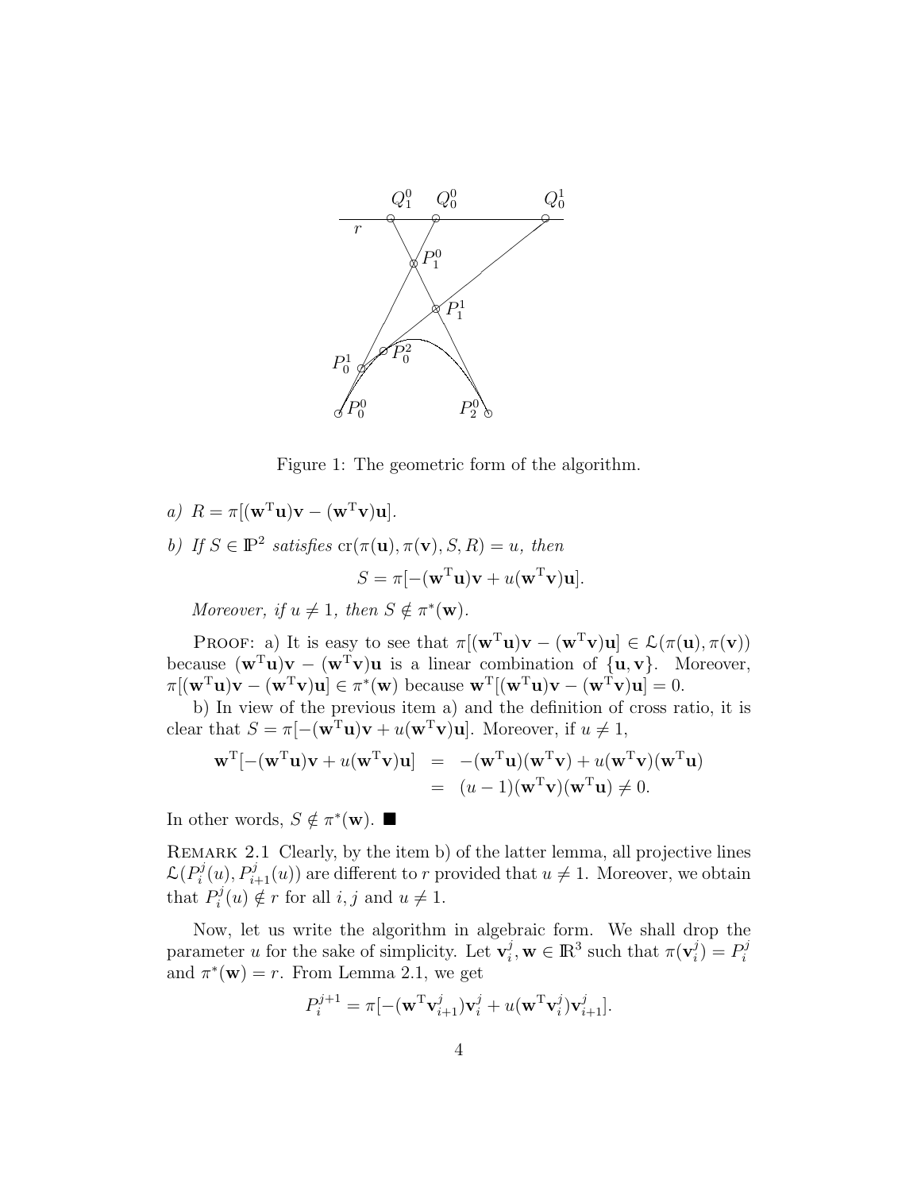Figure 1: The geometric form of the algorithm.

*a)* $R = \pi[(\mathbf{w}^{\mathrm{T}}\mathbf{u})\mathbf{v} - (\mathbf{w}^{\mathrm{T}}\mathbf{v})\mathbf{u}]$.

*b) If* $S \in \mathbb{P}^2$ *satisfies* $\mathrm{cr}(\pi(\mathbf{u}), \pi(\mathbf{v}), S, R) = u$*, then*

$$S = \pi[-(\mathbf{w}^{\mathrm{T}}\mathbf{u})\mathbf{v} + u(\mathbf{w}^{\mathrm{T}}\mathbf{v})\mathbf{u}].$$

*Moreover, if* $u \neq 1$*, then* $S \notin \pi^*(\mathbf{w})$.

PROOF: a) It is easy to see that $\pi[(\mathbf{w}^{\mathrm{T}}\mathbf{u})\mathbf{v} - (\mathbf{w}^{\mathrm{T}}\mathbf{v})\mathbf{u}] \in \mathcal{L}(\pi(\mathbf{u}), \pi(\mathbf{v}))$ because $(\mathbf{w}^{\mathrm{T}}\mathbf{u})\mathbf{v} - (\mathbf{w}^{\mathrm{T}}\mathbf{v})\mathbf{u}$ is a linear combination of $\{\mathbf{u}, \mathbf{v}\}$. Moreover, $\pi[(\mathbf{w}^{\mathrm{T}}\mathbf{u})\mathbf{v} - (\mathbf{w}^{\mathrm{T}}\mathbf{v})\mathbf{u}] \in \pi^*(\mathbf{w})$ because $\mathbf{w}^{\mathrm{T}}[(\mathbf{w}^{\mathrm{T}}\mathbf{u})\mathbf{v} - (\mathbf{w}^{\mathrm{T}}\mathbf{v})\mathbf{u}] = 0$.

b) In view of the previous item a) and the definition of cross ratio, it is clear that $S = \pi[-(\mathbf{w}^{\mathrm{T}}\mathbf{u})\mathbf{v} + u(\mathbf{w}^{\mathrm{T}}\mathbf{v})\mathbf{u}]$. Moreover, if $u \neq 1$,

$$\begin{aligned}
\mathbf{w}^{\mathrm{T}}[-(\mathbf{w}^{\mathrm{T}}\mathbf{u})\mathbf{v} + u(\mathbf{w}^{\mathrm{T}}\mathbf{v})\mathbf{u}] &= -(\mathbf{w}^{\mathrm{T}}\mathbf{u})(\mathbf{w}^{\mathrm{T}}\mathbf{v}) + u(\mathbf{w}^{\mathrm{T}}\mathbf{v})(\mathbf{w}^{\mathrm{T}}\mathbf{u}) \\
&= (u-1)(\mathbf{w}^{\mathrm{T}}\mathbf{v})(\mathbf{w}^{\mathrm{T}}\mathbf{u}) \neq 0.
\end{aligned}$$

In other words, $S \notin \pi^*(\mathbf{w})$. ■

REMARK 2.1 Clearly, by the item b) of the latter lemma, all projective lines $\mathcal{L}(P_i^j(u), P_{i+1}^j(u))$ are different to $r$ provided that $u \neq 1$. Moreover, we obtain that $P_i^j(u) \notin r$ for all $i, j$ and $u \neq 1$.

Now, let us write the algorithm in algebraic form. We shall drop the parameter $u$ for the sake of simplicity. Let $\mathbf{v}_i^j, \mathbf{w} \in \mathbb{R}^3$ such that $\pi(\mathbf{v}_i^j) = P_i^j$ and $\pi^*(\mathbf{w}) = r$. From Lemma 2.1, we get

$$P_i^{j+1} = \pi[-(\mathbf{w}^{\mathrm{T}}\mathbf{v}_{i+1}^j)\mathbf{v}_i^j + u(\mathbf{w}^{\mathrm{T}}\mathbf{v}_i^j)\mathbf{v}_{i+1}^j].$$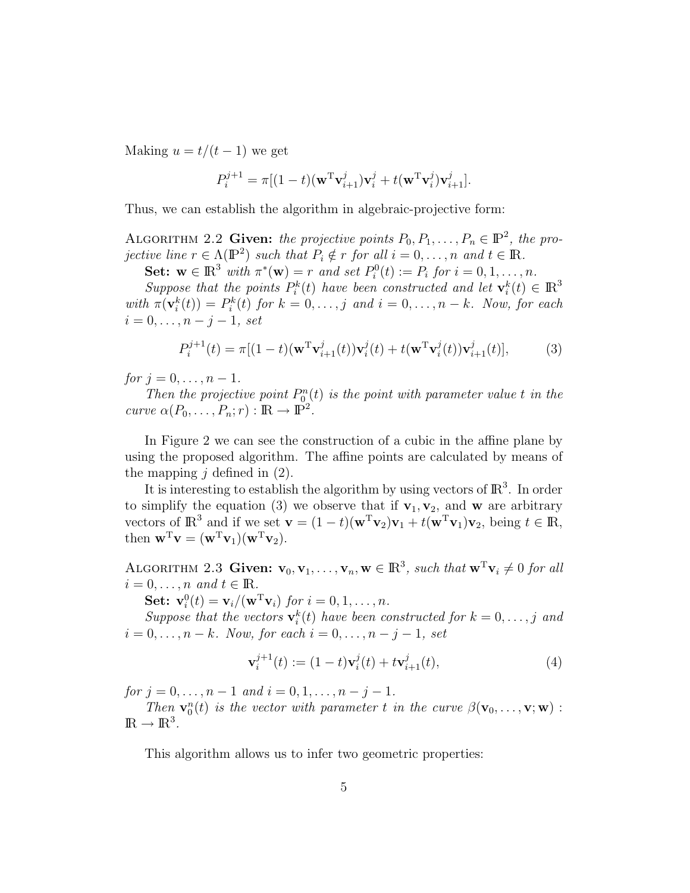Making $u = t/(t-1)$ we get

$$P_i^{j+1} = \pi[(1-t)(\mathbf{w}^{\mathrm{T}}\mathbf{v}_{i+1}^j)\mathbf{v}_i^j + t(\mathbf{w}^{\mathrm{T}}\mathbf{v}_i^j)\mathbf{v}_{i+1}^j].$$

Thus, we can establish the algorithm in algebraic-projective form:

Algorithm 2.2 **Given:** *the projective points $P_0, P_1, \ldots, P_n \in \mathbb{P}^2$, the projective line $r \in \Lambda(\mathbb{P}^2)$ such that $P_i \notin r$ for all $i = 0, \ldots, n$ and $t \in \mathbb{R}$.*

**Set:** *$\mathbf{w} \in \mathbb{R}^3$ with $\pi^*(\mathbf{w}) = r$ and set $P_i^0(t) := P_i$ for $i = 0, 1, \ldots, n$.*

*Suppose that the points $P_i^k(t)$ have been constructed and let $\mathbf{v}_i^k(t) \in \mathbb{R}^3$ with $\pi(\mathbf{v}_i^k(t)) = P_i^k(t)$ for $k = 0, \ldots, j$ and $i = 0, \ldots, n-k$. Now, for each $i = 0, \ldots, n-j-1$, set*

$$P_i^{j+1}(t) = \pi[(1-t)(\mathbf{w}^{\mathrm{T}}\mathbf{v}_{i+1}^j(t))\mathbf{v}_i^j(t) + t(\mathbf{w}^{\mathrm{T}}\mathbf{v}_i^j(t))\mathbf{v}_{i+1}^j(t)], \tag{3}$$

*for $j = 0, \ldots, n-1$.*

*Then the projective point $P_0^n(t)$ is the point with parameter value $t$ in the curve $\alpha(P_0, \ldots, P_n; r) : \mathbb{R} \to \mathbb{P}^2$.*

In Figure 2 we can see the construction of a cubic in the affine plane by using the proposed algorithm. The affine points are calculated by means of the mapping $j$ defined in (2).

It is interesting to establish the algorithm by using vectors of $\mathbb{R}^3$. In order to simplify the equation (3) we observe that if $\mathbf{v}_1, \mathbf{v}_2$, and $\mathbf{w}$ are arbitrary vectors of $\mathbb{R}^3$ and if we set $\mathbf{v} = (1-t)(\mathbf{w}^{\mathrm{T}}\mathbf{v}_2)\mathbf{v}_1 + t(\mathbf{w}^{\mathrm{T}}\mathbf{v}_1)\mathbf{v}_2$, being $t \in \mathbb{R}$, then $\mathbf{w}^{\mathrm{T}}\mathbf{v} = (\mathbf{w}^{\mathrm{T}}\mathbf{v}_1)(\mathbf{w}^{\mathrm{T}}\mathbf{v}_2)$.

Algorithm 2.3 **Given:** *$\mathbf{v}_0, \mathbf{v}_1, \ldots, \mathbf{v}_n, \mathbf{w} \in \mathbb{R}^3$, such that $\mathbf{w}^{\mathrm{T}}\mathbf{v}_i \neq 0$ for all $i = 0, \ldots, n$ and $t \in \mathbb{R}$.*

**Set:** *$\mathbf{v}_i^0(t) = \mathbf{v}_i/(\mathbf{w}^{\mathrm{T}}\mathbf{v}_i)$ for $i = 0, 1, \ldots, n$.*

*Suppose that the vectors $\mathbf{v}_i^k(t)$ have been constructed for $k = 0, \ldots, j$ and $i = 0, \ldots, n-k$. Now, for each $i = 0, \ldots, n-j-1$, set*

$$\mathbf{v}_i^{j+1}(t) := (1-t)\mathbf{v}_i^j(t) + t\mathbf{v}_{i+1}^j(t), \tag{4}$$

*for $j = 0, \ldots, n-1$ and $i = 0, 1, \ldots, n-j-1$.*

*Then $\mathbf{v}_0^n(t)$ is the vector with parameter $t$ in the curve $\beta(\mathbf{v}_0, \ldots, \mathbf{v}; \mathbf{w}) : \mathbb{R} \to \mathbb{R}^3$.*

This algorithm allows us to infer two geometric properties: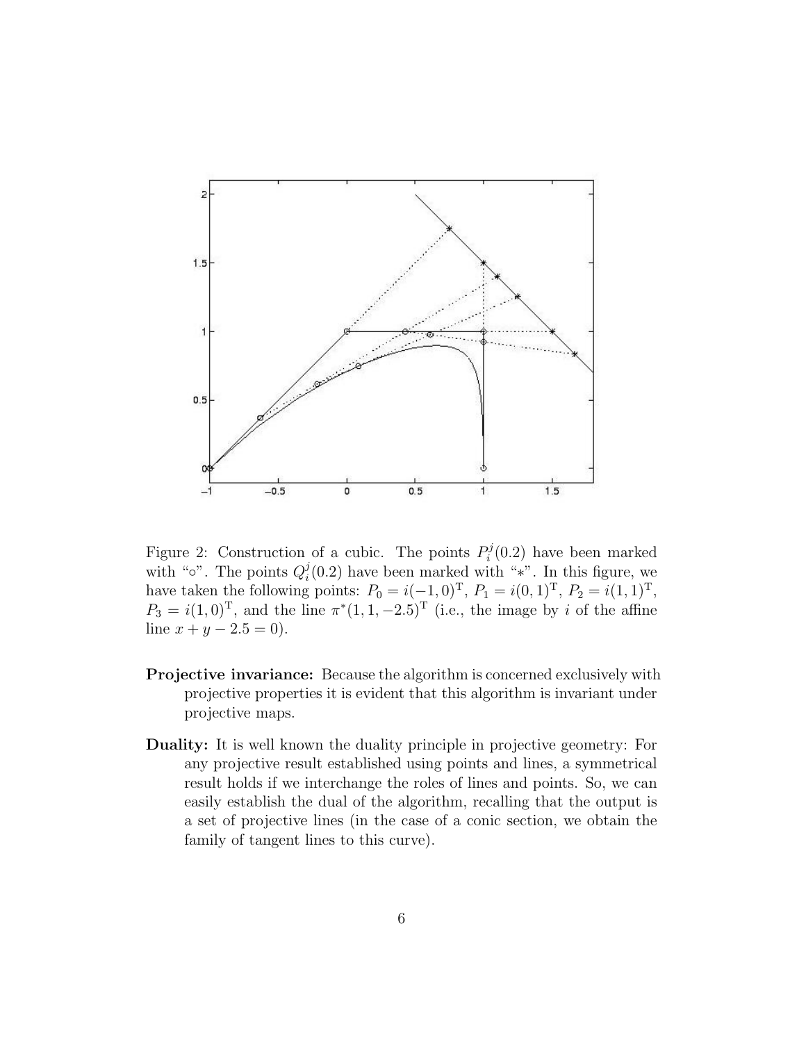Figure 2: Construction of a cubic. The points $P_i^j(0.2)$ have been marked with "$\circ$". The points $Q_i^j(0.2)$ have been marked with "$*$". In this figure, we have taken the following points: $P_0 = i(-1,0)^{\mathrm{T}}$, $P_1 = i(0,1)^{\mathrm{T}}$, $P_2 = i(1,1)^{\mathrm{T}}$, $P_3 = i(1,0)^{\mathrm{T}}$, and the line $\pi^*(1,1,-2.5)^{\mathrm{T}}$ (i.e., the image by $i$ of the affine line $x + y - 2.5 = 0$).

**Projective invariance:** Because the algorithm is concerned exclusively with projective properties it is evident that this algorithm is invariant under projective maps.

**Duality:** It is well known the duality principle in projective geometry: For any projective result established using points and lines, a symmetrical result holds if we interchange the roles of lines and points. So, we can easily establish the dual of the algorithm, recalling that the output is a set of projective lines (in the case of a conic section, we obtain the family of tangent lines to this curve).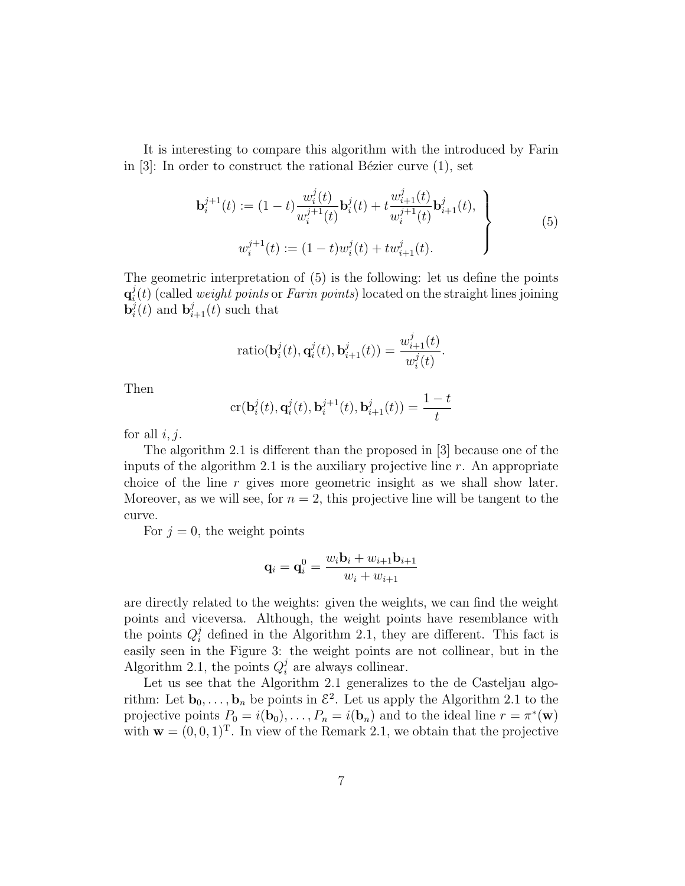It is interesting to compare this algorithm with the introduced by Farin in [3]: In order to construct the rational Bézier curve (1), set

$$\left.\begin{aligned} \mathbf{b}_i^{j+1}(t) &:= (1-t)\frac{w_i^j(t)}{w_i^{j+1}(t)}\mathbf{b}_i^j(t) + t\frac{w_{i+1}^j(t)}{w_i^{j+1}(t)}\mathbf{b}_{i+1}^j(t), \\ w_i^{j+1}(t) &:= (1-t)w_i^j(t) + tw_{i+1}^j(t). \end{aligned}\right\} \tag{5}$$

The geometric interpretation of (5) is the following: let us define the points $\mathbf{q}_i^j(t)$ (called *weight points* or *Farin points*) located on the straight lines joining $\mathbf{b}_i^j(t)$ and $\mathbf{b}_{i+1}^j(t)$ such that

$$\text{ratio}(\mathbf{b}_i^j(t), \mathbf{q}_i^j(t), \mathbf{b}_{i+1}^j(t)) = \frac{w_{i+1}^j(t)}{w_i^j(t)}.$$

Then

$$\text{cr}(\mathbf{b}_i^j(t), \mathbf{q}_i^j(t), \mathbf{b}_i^{j+1}(t), \mathbf{b}_{i+1}^j(t)) = \frac{1-t}{t}$$

for all $i, j$.

The algorithm 2.1 is different than the proposed in [3] because one of the inputs of the algorithm 2.1 is the auxiliary projective line $r$. An appropriate choice of the line $r$ gives more geometric insight as we shall show later. Moreover, as we will see, for $n = 2$, this projective line will be tangent to the curve.

For $j = 0$, the weight points

$$\mathbf{q}_i = \mathbf{q}_i^0 = \frac{w_i\mathbf{b}_i + w_{i+1}\mathbf{b}_{i+1}}{w_i + w_{i+1}}$$

are directly related to the weights: given the weights, we can find the weight points and viceversa. Although, the weight points have resemblance with the points $Q_i^j$ defined in the Algorithm 2.1, they are different. This fact is easily seen in the Figure 3: the weight points are not collinear, but in the Algorithm 2.1, the points $Q_i^j$ are always collinear.

Let us see that the Algorithm 2.1 generalizes to the de Casteljau algorithm: Let $\mathbf{b}_0, \ldots, \mathbf{b}_n$ be points in $\mathcal{E}^2$. Let us apply the Algorithm 2.1 to the projective points $P_0 = i(\mathbf{b}_0), \ldots, P_n = i(\mathbf{b}_n)$ and to the ideal line $r = \pi^*(\mathbf{w})$ with $\mathbf{w} = (0, 0, 1)^{\mathrm{T}}$. In view of the Remark 2.1, we obtain that the projective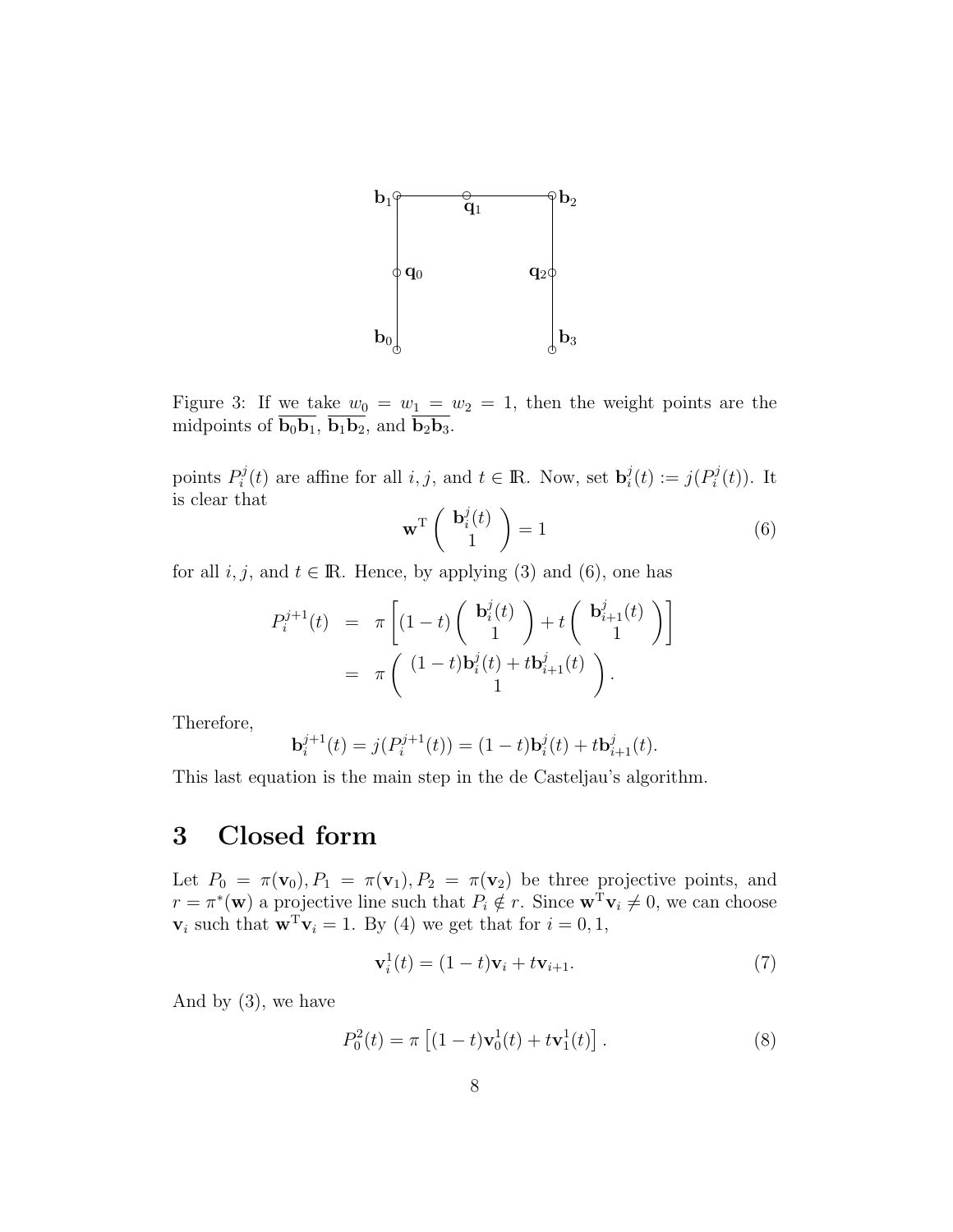Figure 3: If we take $w_0 = w_1 = w_2 = 1$, then the weight points are the midpoints of $\overline{\mathbf{b}_0\mathbf{b}_1}$, $\overline{\mathbf{b}_1\mathbf{b}_2}$, and $\overline{\mathbf{b}_2\mathbf{b}_3}$.

points $P_i^j(t)$ are affine for all $i, j$, and $t \in \mathbb{R}$. Now, set $\mathbf{b}_i^j(t) := j(P_i^j(t))$. It is clear that

$$\mathbf{w}^{\mathrm{T}} \begin{pmatrix} \mathbf{b}_i^j(t) \\ 1 \end{pmatrix} = 1 \tag{6}$$

for all $i, j$, and $t \in \mathbb{R}$. Hence, by applying (3) and (6), one has

$$\begin{aligned} P_i^{j+1}(t) &= \pi \left[ (1-t) \begin{pmatrix} \mathbf{b}_i^j(t) \\ 1 \end{pmatrix} + t \begin{pmatrix} \mathbf{b}_{i+1}^j(t) \\ 1 \end{pmatrix} \right] \\ &= \pi \begin{pmatrix} (1-t)\mathbf{b}_i^j(t) + t\mathbf{b}_{i+1}^j(t) \\ 1 \end{pmatrix}. \end{aligned}$$

Therefore,

$$\mathbf{b}_i^{j+1}(t) = j(P_i^{j+1}(t)) = (1-t)\mathbf{b}_i^j(t) + t\mathbf{b}_{i+1}^j(t).$$

This last equation is the main step in the de Casteljau's algorithm.

# 3 Closed form

Let $P_0 = \pi(\mathbf{v}_0), P_1 = \pi(\mathbf{v}_1), P_2 = \pi(\mathbf{v}_2)$ be three projective points, and $r = \pi^*(\mathbf{w})$ a projective line such that $P_i \notin r$. Since $\mathbf{w}^{\mathrm{T}}\mathbf{v}_i \neq 0$, we can choose $\mathbf{v}_i$ such that $\mathbf{w}^{\mathrm{T}}\mathbf{v}_i = 1$. By (4) we get that for $i = 0, 1$,

$$\mathbf{v}_i^1(t) = (1-t)\mathbf{v}_i + t\mathbf{v}_{i+1}. \tag{7}$$

And by (3), we have

$$P_0^2(t) = \pi \left[ (1-t)\mathbf{v}_0^1(t) + t\mathbf{v}_1^1(t) \right]. \tag{8}$$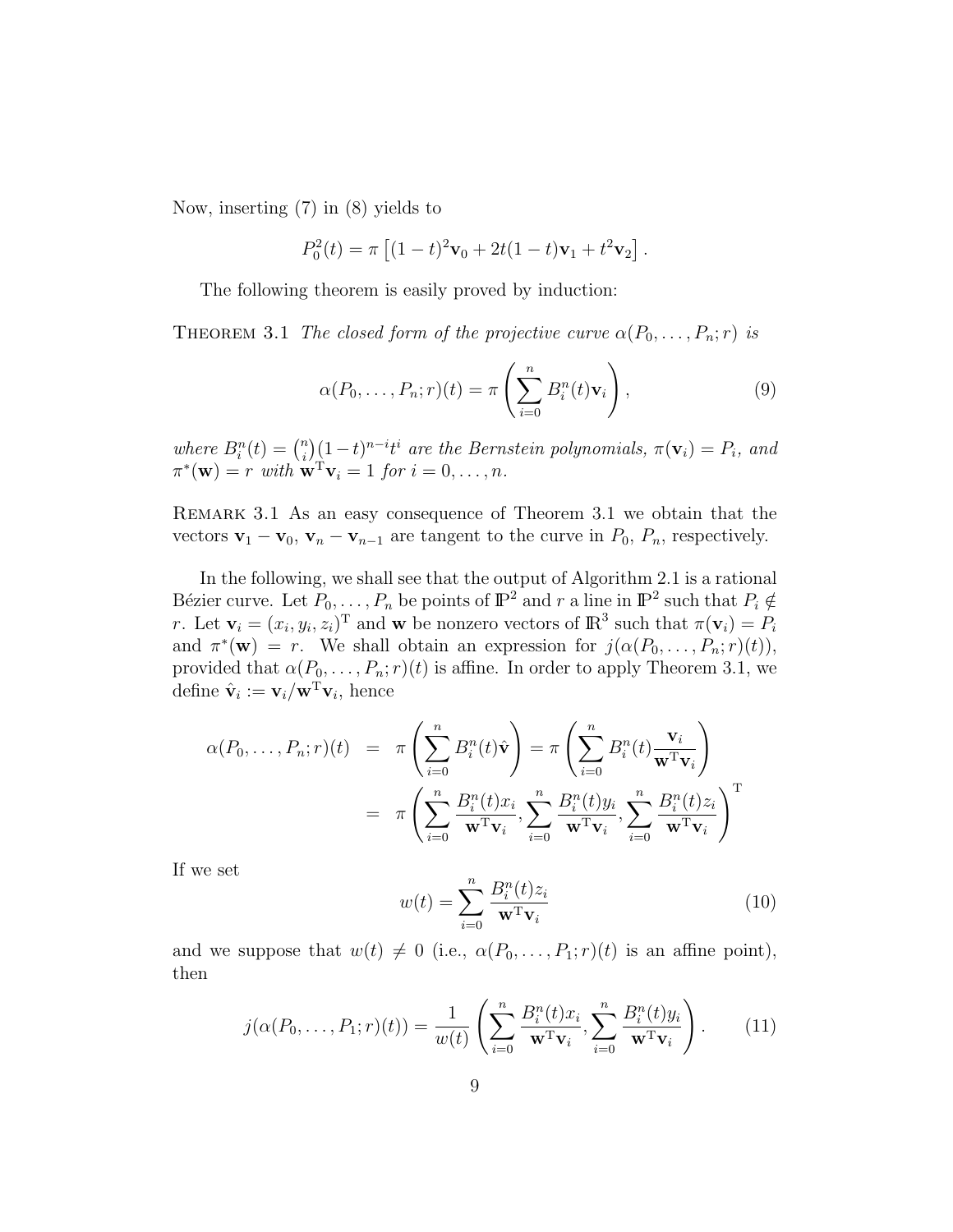Now, inserting (7) in (8) yields to

$$P_0^2(t) = \pi\left[(1-t)^2\mathbf{v}_0 + 2t(1-t)\mathbf{v}_1 + t^2\mathbf{v}_2\right].$$

The following theorem is easily proved by induction:

Theorem 3.1 *The closed form of the projective curve $\alpha(P_0,\ldots,P_n;r)$ is*

$$\alpha(P_0,\ldots,P_n;r)(t) = \pi\left(\sum_{i=0}^{n} B_i^n(t)\mathbf{v}_i\right), \tag{9}$$

*where $B_i^n(t) = \binom{n}{i}(1-t)^{n-i}t^i$ are the Bernstein polynomials, $\pi(\mathbf{v}_i) = P_i$, and $\pi^*(\mathbf{w}) = r$ with $\mathbf{w}^{\mathrm{T}}\mathbf{v}_i = 1$ for $i = 0,\ldots,n$.*

Remark 3.1 As an easy consequence of Theorem 3.1 we obtain that the vectors $\mathbf{v}_1 - \mathbf{v}_0$, $\mathbf{v}_n - \mathbf{v}_{n-1}$ are tangent to the curve in $P_0$, $P_n$, respectively.

In the following, we shall see that the output of Algorithm 2.1 is a rational Bézier curve. Let $P_0,\ldots,P_n$ be points of $\mathbb{P}^2$ and $r$ a line in $\mathbb{P}^2$ such that $P_i \notin r$. Let $\mathbf{v}_i = (x_i, y_i, z_i)^{\mathrm{T}}$ and $\mathbf{w}$ be nonzero vectors of $\mathbb{R}^3$ such that $\pi(\mathbf{v}_i) = P_i$ and $\pi^*(\mathbf{w}) = r$. We shall obtain an expression for $j(\alpha(P_0,\ldots,P_n;r)(t))$, provided that $\alpha(P_0,\ldots,P_n;r)(t)$ is affine. In order to apply Theorem 3.1, we define $\hat{\mathbf{v}}_i := \mathbf{v}_i/\mathbf{w}^{\mathrm{T}}\mathbf{v}_i$, hence

$$\begin{aligned}
\alpha(P_0,\ldots,P_n;r)(t) &= \pi\left(\sum_{i=0}^{n} B_i^n(t)\hat{\mathbf{v}}\right) = \pi\left(\sum_{i=0}^{n} B_i^n(t)\frac{\mathbf{v}_i}{\mathbf{w}^{\mathrm{T}}\mathbf{v}_i}\right) \\
&= \pi\left(\sum_{i=0}^{n} \frac{B_i^n(t)x_i}{\mathbf{w}^{\mathrm{T}}\mathbf{v}_i}, \sum_{i=0}^{n} \frac{B_i^n(t)y_i}{\mathbf{w}^{\mathrm{T}}\mathbf{v}_i}, \sum_{i=0}^{n} \frac{B_i^n(t)z_i}{\mathbf{w}^{\mathrm{T}}\mathbf{v}_i}\right)^{\mathrm{T}}
\end{aligned}$$

If we set

$$w(t) = \sum_{i=0}^{n} \frac{B_i^n(t)z_i}{\mathbf{w}^{\mathrm{T}}\mathbf{v}_i} \tag{10}$$

and we suppose that $w(t) \neq 0$ (i.e., $\alpha(P_0,\ldots,P_1;r)(t)$ is an affine point), then

$$j(\alpha(P_0,\ldots,P_1;r)(t)) = \frac{1}{w(t)}\left(\sum_{i=0}^{n} \frac{B_i^n(t)x_i}{\mathbf{w}^{\mathrm{T}}\mathbf{v}_i}, \sum_{i=0}^{n} \frac{B_i^n(t)y_i}{\mathbf{w}^{\mathrm{T}}\mathbf{v}_i}\right). \tag{11}$$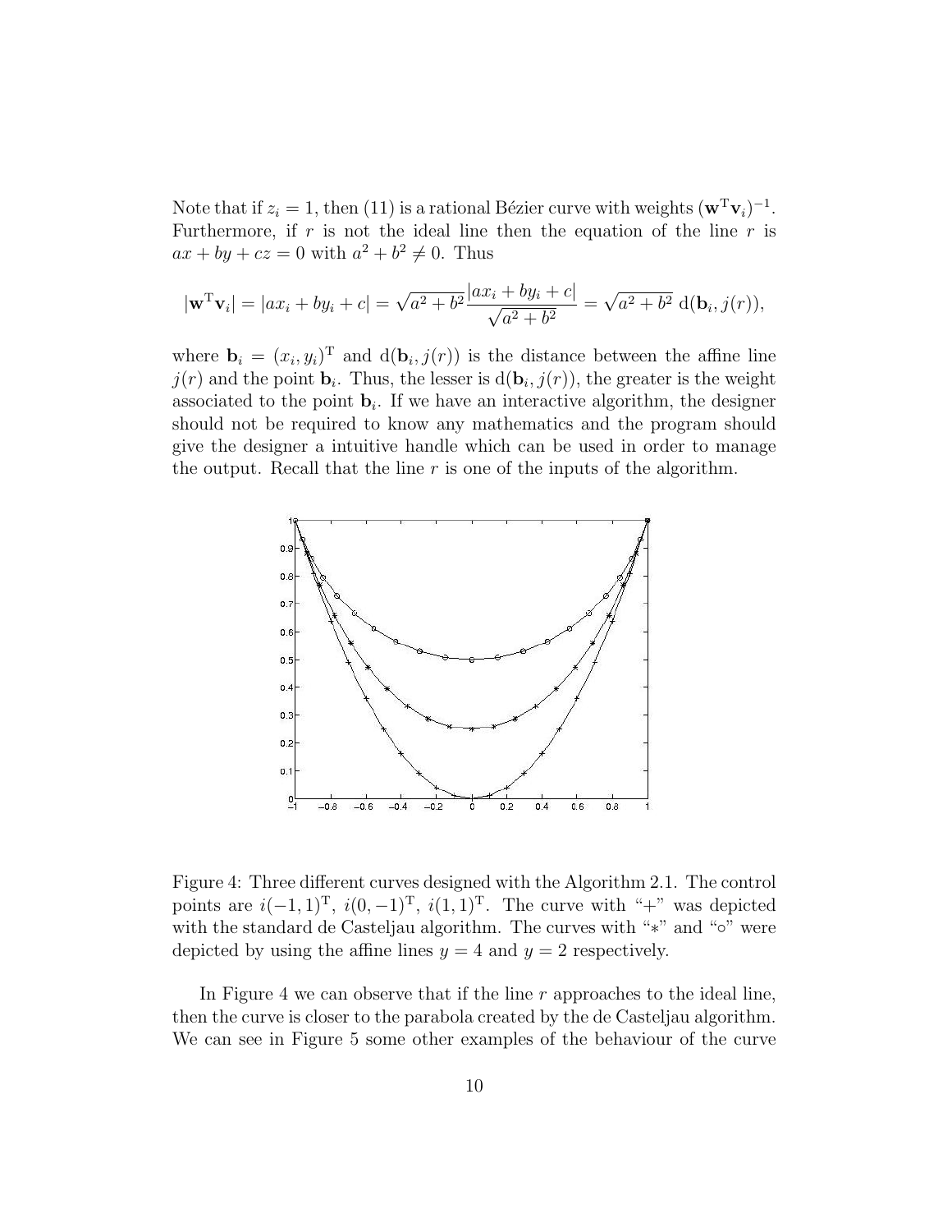Note that if $z_i = 1$, then (11) is a rational Bézier curve with weights $(\mathbf{w}^{\mathrm{T}}\mathbf{v}_i)^{-1}$. Furthermore, if $r$ is not the ideal line then the equation of the line $r$ is $ax + by + cz = 0$ with $a^2 + b^2 \neq 0$. Thus

$$|\mathbf{w}^{\mathrm{T}}\mathbf{v}_i| = |ax_i + by_i + c| = \sqrt{a^2+b^2}\frac{|ax_i + by_i + c|}{\sqrt{a^2+b^2}} = \sqrt{a^2+b^2}\ \mathrm{d}(\mathbf{b}_i, j(r)),$$

where $\mathbf{b}_i = (x_i, y_i)^{\mathrm{T}}$ and $\mathrm{d}(\mathbf{b}_i, j(r))$ is the distance between the affine line $j(r)$ and the point $\mathbf{b}_i$. Thus, the lesser is $\mathrm{d}(\mathbf{b}_i, j(r))$, the greater is the weight associated to the point $\mathbf{b}_i$. If we have an interactive algorithm, the designer should not be required to know any mathematics and the program should give the designer a intuitive handle which can be used in order to manage the output. Recall that the line $r$ is one of the inputs of the algorithm.

Figure 4: Three different curves designed with the Algorithm 2.1. The control points are $i(-1, 1)^{\mathrm{T}}$, $i(0, -1)^{\mathrm{T}}$, $i(1, 1)^{\mathrm{T}}$. The curve with "+" was depicted with the standard de Casteljau algorithm. The curves with "$*$" and "$\circ$" were depicted by using the affine lines $y = 4$ and $y = 2$ respectively.

In Figure 4 we can observe that if the line $r$ approaches to the ideal line, then the curve is closer to the parabola created by the de Casteljau algorithm. We can see in Figure 5 some other examples of the behaviour of the curve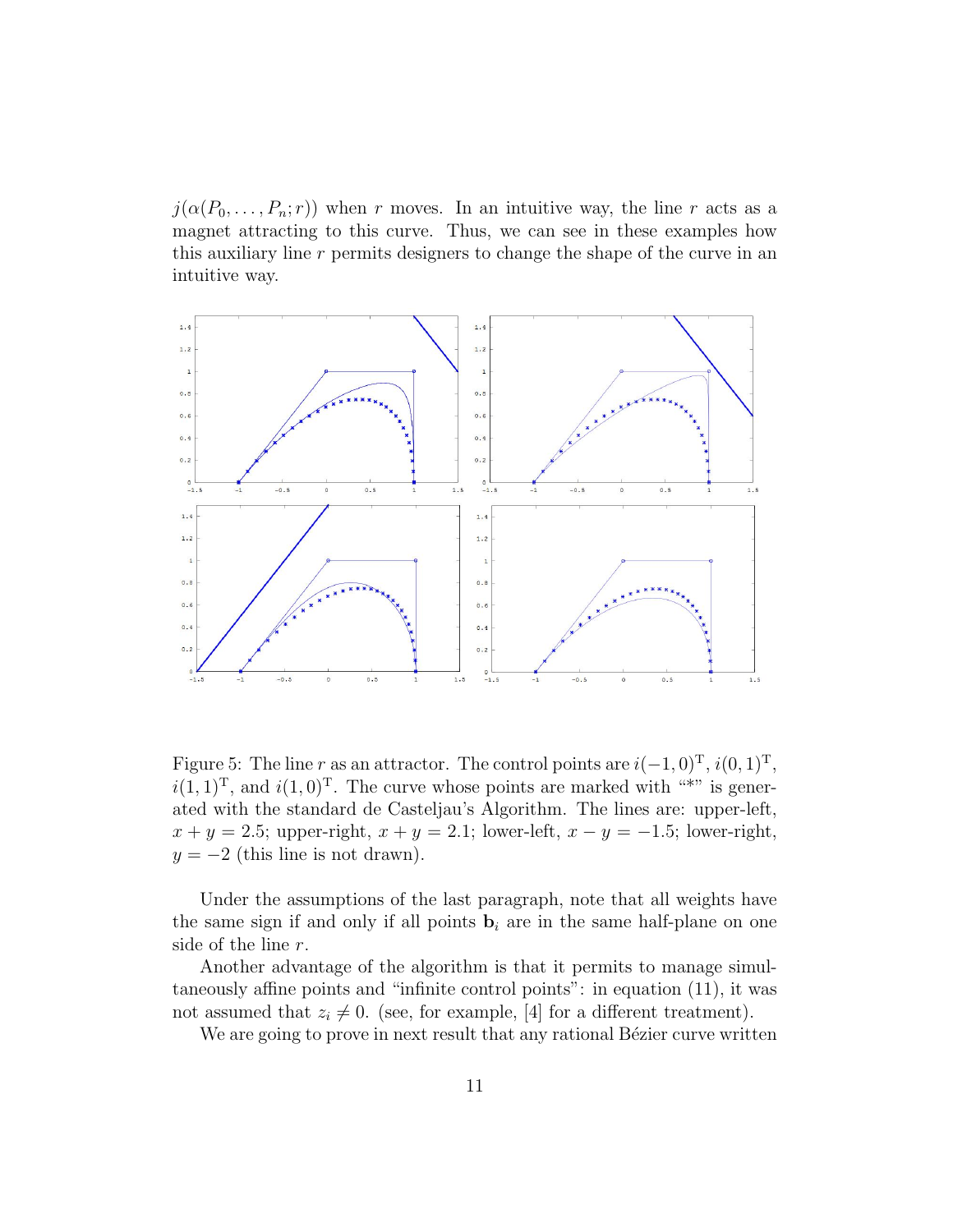$j(\alpha(P_0, \ldots, P_n; r))$ when $r$ moves. In an intuitive way, the line $r$ acts as a magnet attracting to this curve. Thus, we can see in these examples how this auxiliary line $r$ permits designers to change the shape of the curve in an intuitive way.

Figure 5: The line $r$ as an attractor. The control points are $i(-1, 0)^{\mathrm{T}}$, $i(0, 1)^{\mathrm{T}}$, $i(1, 1)^{\mathrm{T}}$, and $i(1, 0)^{\mathrm{T}}$. The curve whose points are marked with "*" is generated with the standard de Casteljau's Algorithm. The lines are: upper-left, $x + y = 2.5$; upper-right, $x + y = 2.1$; lower-left, $x - y = -1.5$; lower-right, $y = -2$ (this line is not drawn).

Under the assumptions of the last paragraph, note that all weights have the same sign if and only if all points $\mathbf{b}_i$ are in the same half-plane on one side of the line $r$.

Another advantage of the algorithm is that it permits to manage simultaneously affine points and "infinite control points": in equation (11), it was not assumed that $z_i \neq 0$. (see, for example, [4] for a different treatment).

We are going to prove in next result that any rational Bézier curve written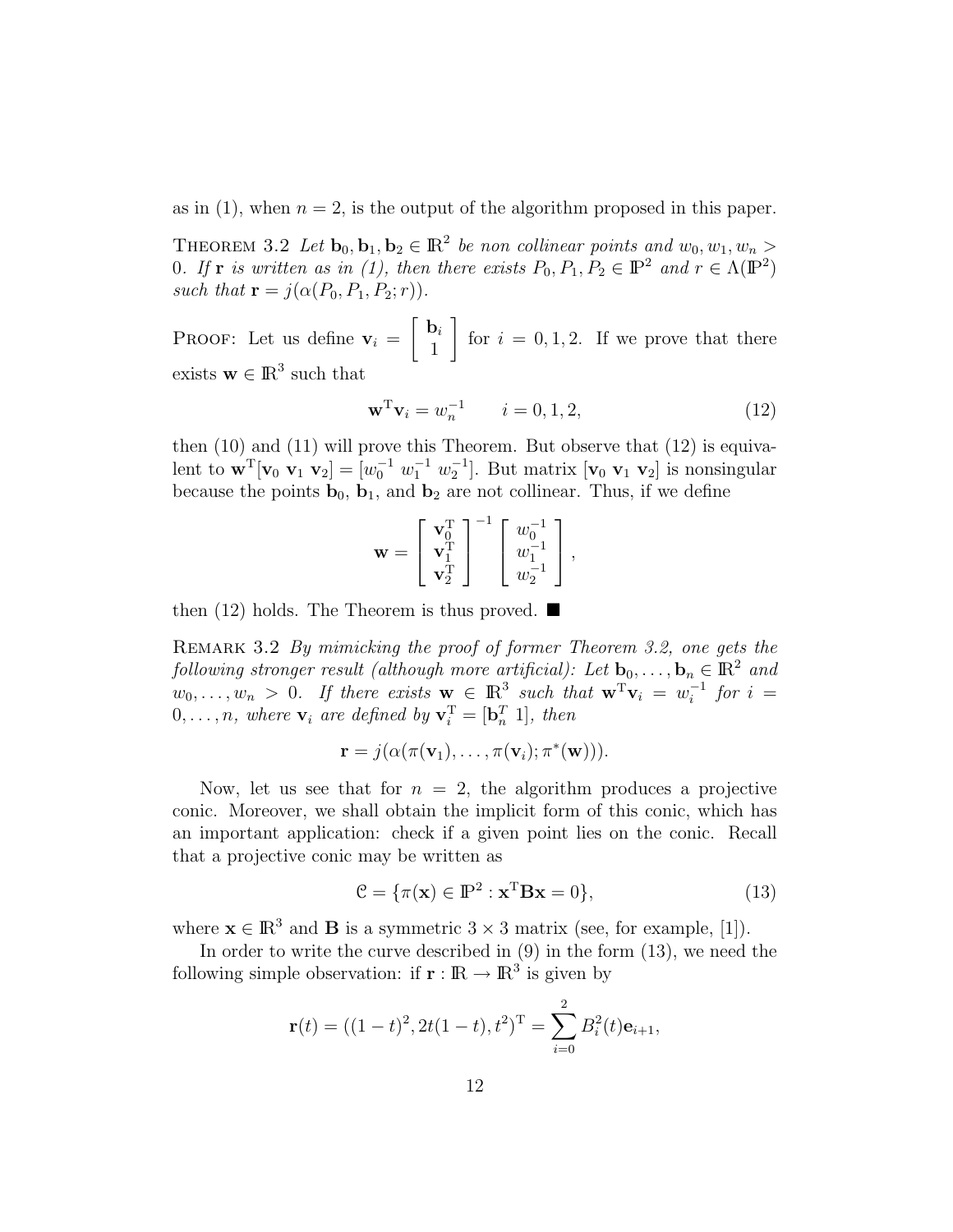as in (1), when $n = 2$, is the output of the algorithm proposed in this paper.

Theorem 3.2 *Let $\mathbf{b}_0, \mathbf{b}_1, \mathbf{b}_2 \in \mathbb{R}^2$ be non collinear points and $w_0, w_1, w_n > 0$. If $\mathbf{r}$ is written as in (1), then there exists $P_0, P_1, P_2 \in \mathbb{P}^2$ and $r \in \Lambda(\mathbb{P}^2)$ such that $\mathbf{r} = j(\alpha(P_0, P_1, P_2; r))$.*

Proof: Let us define $\mathbf{v}_i = \begin{bmatrix} \mathbf{b}_i \\ 1 \end{bmatrix}$ for $i = 0, 1, 2$. If we prove that there exists $\mathbf{w} \in \mathbb{R}^3$ such that

$$\mathbf{w}^{\mathrm{T}}\mathbf{v}_i = w_n^{-1} \qquad i = 0, 1, 2, \tag{12}$$

then (10) and (11) will prove this Theorem. But observe that (12) is equivalent to $\mathbf{w}^{\mathrm{T}}[\mathbf{v}_0\ \mathbf{v}_1\ \mathbf{v}_2] = [w_0^{-1}\ w_1^{-1}\ w_2^{-1}]$. But matrix $[\mathbf{v}_0\ \mathbf{v}_1\ \mathbf{v}_2]$ is nonsingular because the points $\mathbf{b}_0$, $\mathbf{b}_1$, and $\mathbf{b}_2$ are not collinear. Thus, if we define

$$\mathbf{w} = \begin{bmatrix} \mathbf{v}_0^{\mathrm{T}} \\ \mathbf{v}_1^{\mathrm{T}} \\ \mathbf{v}_2^{\mathrm{T}} \end{bmatrix}^{-1} \begin{bmatrix} w_0^{-1} \\ w_1^{-1} \\ w_2^{-1} \end{bmatrix},$$

then (12) holds. The Theorem is thus proved. ∎

Remark 3.2 *By mimicking the proof of former Theorem 3.2, one gets the following stronger result (although more artificial): Let $\mathbf{b}_0, \ldots, \mathbf{b}_n \in \mathbb{R}^2$ and $w_0, \ldots, w_n > 0$. If there exists $\mathbf{w} \in \mathbb{R}^3$ such that $\mathbf{w}^{\mathrm{T}}\mathbf{v}_i = w_i^{-1}$ for $i = 0, \ldots, n$, where $\mathbf{v}_i$ are defined by $\mathbf{v}_i^{\mathrm{T}} = [\mathbf{b}_n^T\ 1]$, then*

$$\mathbf{r} = j(\alpha(\pi(\mathbf{v}_1), \ldots, \pi(\mathbf{v}_i); \pi^*(\mathbf{w}))).$$

Now, let us see that for $n = 2$, the algorithm produces a projective conic. Moreover, we shall obtain the implicit form of this conic, which has an important application: check if a given point lies on the conic. Recall that a projective conic may be written as

$$\mathcal{C} = \{\pi(\mathbf{x}) \in \mathbb{P}^2 : \mathbf{x}^{\mathrm{T}}\mathbf{B}\mathbf{x} = 0\}, \tag{13}$$

where $\mathbf{x} \in \mathbb{R}^3$ and $\mathbf{B}$ is a symmetric $3 \times 3$ matrix (see, for example, [1]).

In order to write the curve described in (9) in the form (13), we need the following simple observation: if $\mathbf{r} : \mathbb{R} \to \mathbb{R}^3$ is given by

$$\mathbf{r}(t) = ((1-t)^2, 2t(1-t), t^2)^{\mathrm{T}} = \sum_{i=0}^{2} B_i^2(t)\mathbf{e}_{i+1},$$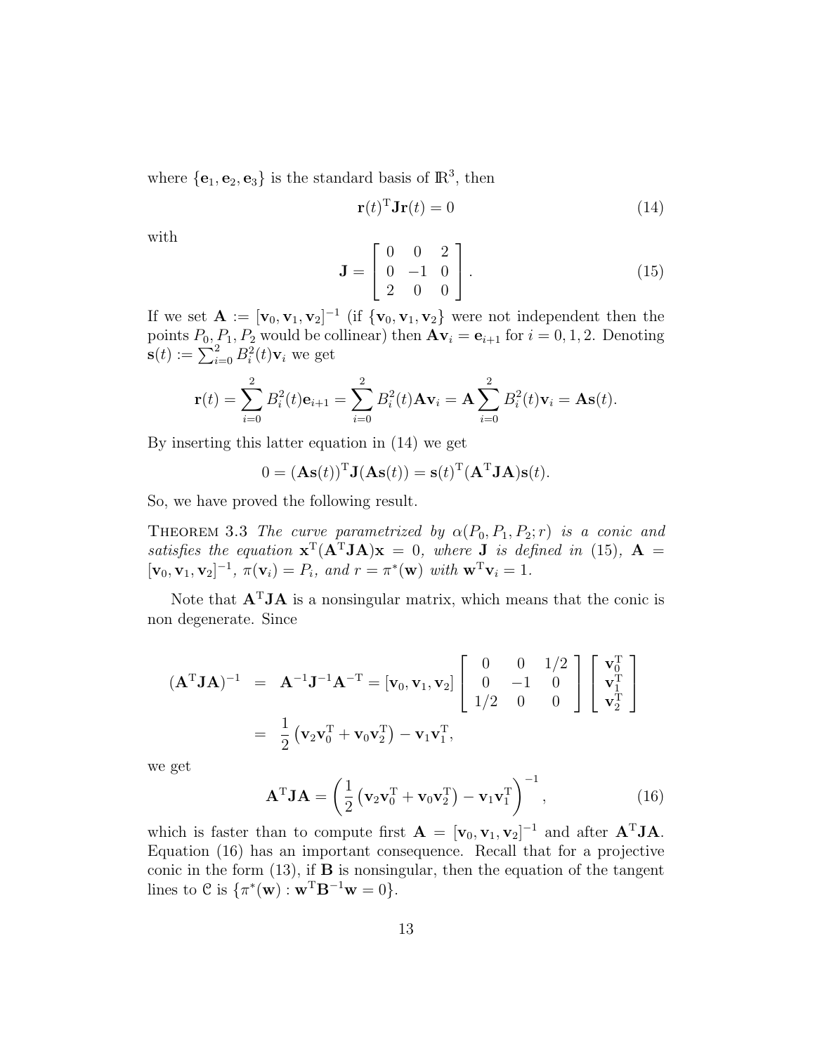where $\{\mathbf{e}_1, \mathbf{e}_2, \mathbf{e}_3\}$ is the standard basis of $\mathbb{R}^3$, then

$$\mathbf{r}(t)^{\mathrm{T}}\mathbf{J}\mathbf{r}(t) = 0 \tag{14}$$

with

$$\mathbf{J} = \begin{bmatrix} 0 & 0 & 2 \\ 0 & -1 & 0 \\ 2 & 0 & 0 \end{bmatrix}. \tag{15}$$

If we set $\mathbf{A} := [\mathbf{v}_0, \mathbf{v}_1, \mathbf{v}_2]^{-1}$ (if $\{\mathbf{v}_0, \mathbf{v}_1, \mathbf{v}_2\}$ were not independent then the points $P_0, P_1, P_2$ would be collinear) then $\mathbf{A}\mathbf{v}_i = \mathbf{e}_{i+1}$ for $i = 0, 1, 2$. Denoting $\mathbf{s}(t) := \sum_{i=0}^{2} B_i^2(t)\mathbf{v}_i$ we get

$$\mathbf{r}(t) = \sum_{i=0}^{2} B_i^2(t)\mathbf{e}_{i+1} = \sum_{i=0}^{2} B_i^2(t)\mathbf{A}\mathbf{v}_i = \mathbf{A}\sum_{i=0}^{2} B_i^2(t)\mathbf{v}_i = \mathbf{A}\mathbf{s}(t).$$

By inserting this latter equation in (14) we get

$$0 = (\mathbf{A}\mathbf{s}(t))^{\mathrm{T}}\mathbf{J}(\mathbf{A}\mathbf{s}(t)) = \mathbf{s}(t)^{\mathrm{T}}(\mathbf{A}^{\mathrm{T}}\mathbf{J}\mathbf{A})\mathbf{s}(t).$$

So, we have proved the following result.

THEOREM 3.3 *The curve parametrized by $\alpha(P_0, P_1, P_2; r)$ is a conic and satisfies the equation $\mathbf{x}^{\mathrm{T}}(\mathbf{A}^{\mathrm{T}}\mathbf{J}\mathbf{A})\mathbf{x} = 0$, where $\mathbf{J}$ is defined in (15), $\mathbf{A} = [\mathbf{v}_0, \mathbf{v}_1, \mathbf{v}_2]^{-1}$, $\pi(\mathbf{v}_i) = P_i$, and $r = \pi^*(\mathbf{w})$ with $\mathbf{w}^{\mathrm{T}}\mathbf{v}_i = 1$.*

Note that $\mathbf{A}^{\mathrm{T}}\mathbf{J}\mathbf{A}$ is a nonsingular matrix, which means that the conic is non degenerate. Since

$$\begin{aligned}
(\mathbf{A}^{\mathrm{T}}\mathbf{J}\mathbf{A})^{-1} &= \mathbf{A}^{-1}\mathbf{J}^{-1}\mathbf{A}^{-\mathrm{T}} = [\mathbf{v}_0, \mathbf{v}_1, \mathbf{v}_2] \begin{bmatrix} 0 & 0 & 1/2 \\ 0 & -1 & 0 \\ 1/2 & 0 & 0 \end{bmatrix} \begin{bmatrix} \mathbf{v}_0^{\mathrm{T}} \\ \mathbf{v}_1^{\mathrm{T}} \\ \mathbf{v}_2^{\mathrm{T}} \end{bmatrix} \\
&= \frac{1}{2}\left(\mathbf{v}_2\mathbf{v}_0^{\mathrm{T}} + \mathbf{v}_0\mathbf{v}_2^{\mathrm{T}}\right) - \mathbf{v}_1\mathbf{v}_1^{\mathrm{T}},
\end{aligned}$$

we get

$$\mathbf{A}^{\mathrm{T}}\mathbf{J}\mathbf{A} = \left(\frac{1}{2}\left(\mathbf{v}_2\mathbf{v}_0^{\mathrm{T}} + \mathbf{v}_0\mathbf{v}_2^{\mathrm{T}}\right) - \mathbf{v}_1\mathbf{v}_1^{\mathrm{T}}\right)^{-1}, \tag{16}$$

which is faster than to compute first $\mathbf{A} = [\mathbf{v}_0, \mathbf{v}_1, \mathbf{v}_2]^{-1}$ and after $\mathbf{A}^{\mathrm{T}}\mathbf{J}\mathbf{A}$. Equation (16) has an important consequence. Recall that for a projective conic in the form (13), if $\mathbf{B}$ is nonsingular, then the equation of the tangent lines to $\mathcal{C}$ is $\{\pi^*(\mathbf{w}) : \mathbf{w}^{\mathrm{T}}\mathbf{B}^{-1}\mathbf{w} = 0\}$.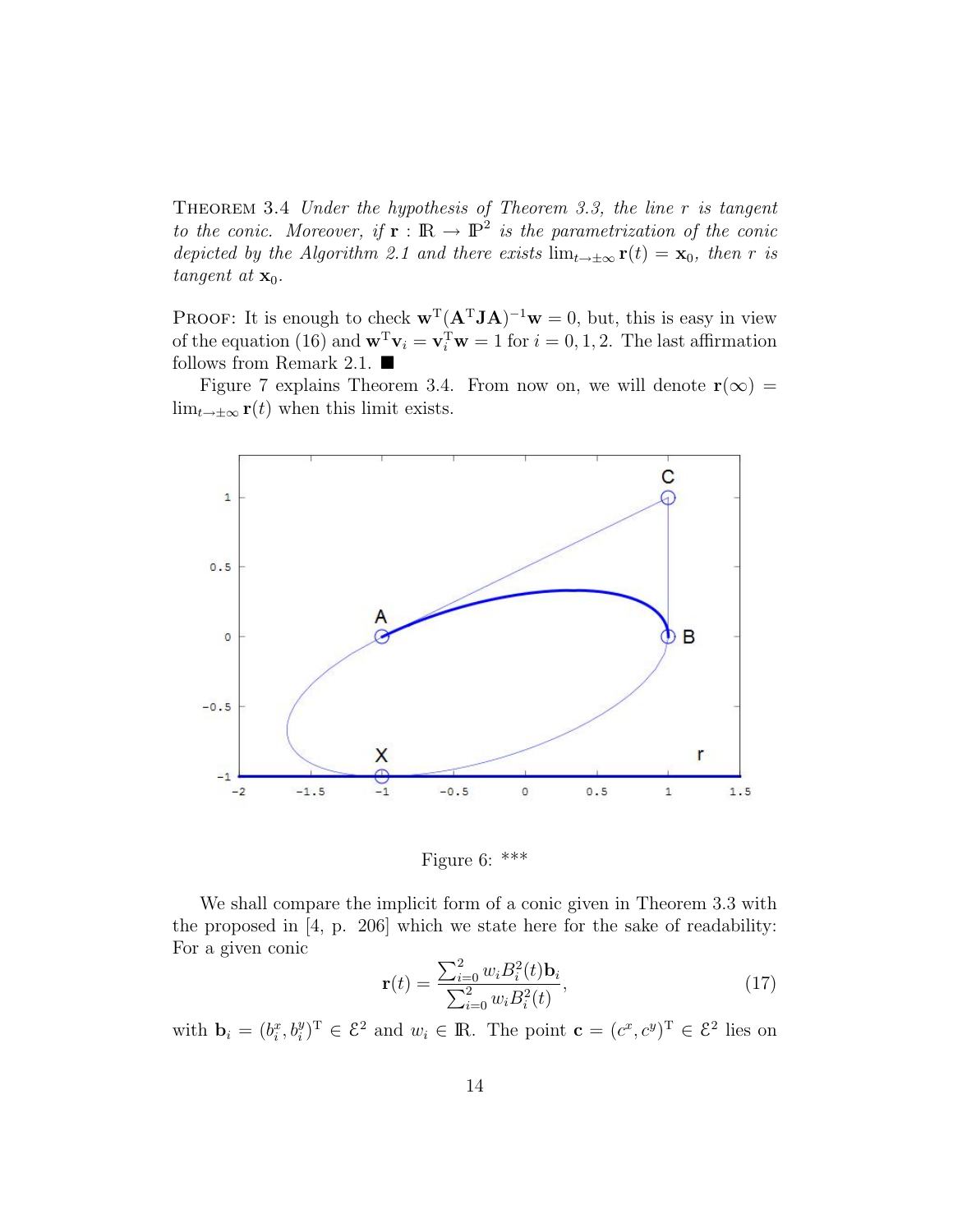THEOREM 3.4 *Under the hypothesis of Theorem 3.3, the line $r$ is tangent to the conic. Moreover, if $\mathbf{r} : \mathbb{R} \to \mathbb{P}^2$ is the parametrization of the conic depicted by the Algorithm 2.1 and there exists $\lim_{t\to\pm\infty} \mathbf{r}(t) = \mathbf{x}_0$, then $r$ is tangent at $\mathbf{x}_0$.*

PROOF: It is enough to check $\mathbf{w}^{\mathrm{T}}(\mathbf{A}^{\mathrm{T}}\mathbf{J}\mathbf{A})^{-1}\mathbf{w} = 0$, but, this is easy in view of the equation (16) and $\mathbf{w}^{\mathrm{T}}\mathbf{v}_i = \mathbf{v}_i^{\mathrm{T}}\mathbf{w} = 1$ for $i = 0, 1, 2$. The last affirmation follows from Remark 2.1. ■

Figure 7 explains Theorem 3.4. From now on, we will denote $\mathbf{r}(\infty) = \lim_{t\to\pm\infty} \mathbf{r}(t)$ when this limit exists.

Figure 6: ***

We shall compare the implicit form of a conic given in Theorem 3.3 with the proposed in [4, p. 206] which we state here for the sake of readability: For a given conic

$$\mathbf{r}(t) = \frac{\sum_{i=0}^{2} w_i B_i^2(t)\mathbf{b}_i}{\sum_{i=0}^{2} w_i B_i^2(t)}, \tag{17}$$

with $\mathbf{b}_i = (b_i^x, b_i^y)^{\mathrm{T}} \in \mathcal{E}^2$ and $w_i \in \mathbb{R}$. The point $\mathbf{c} = (c^x, c^y)^{\mathrm{T}} \in \mathcal{E}^2$ lies on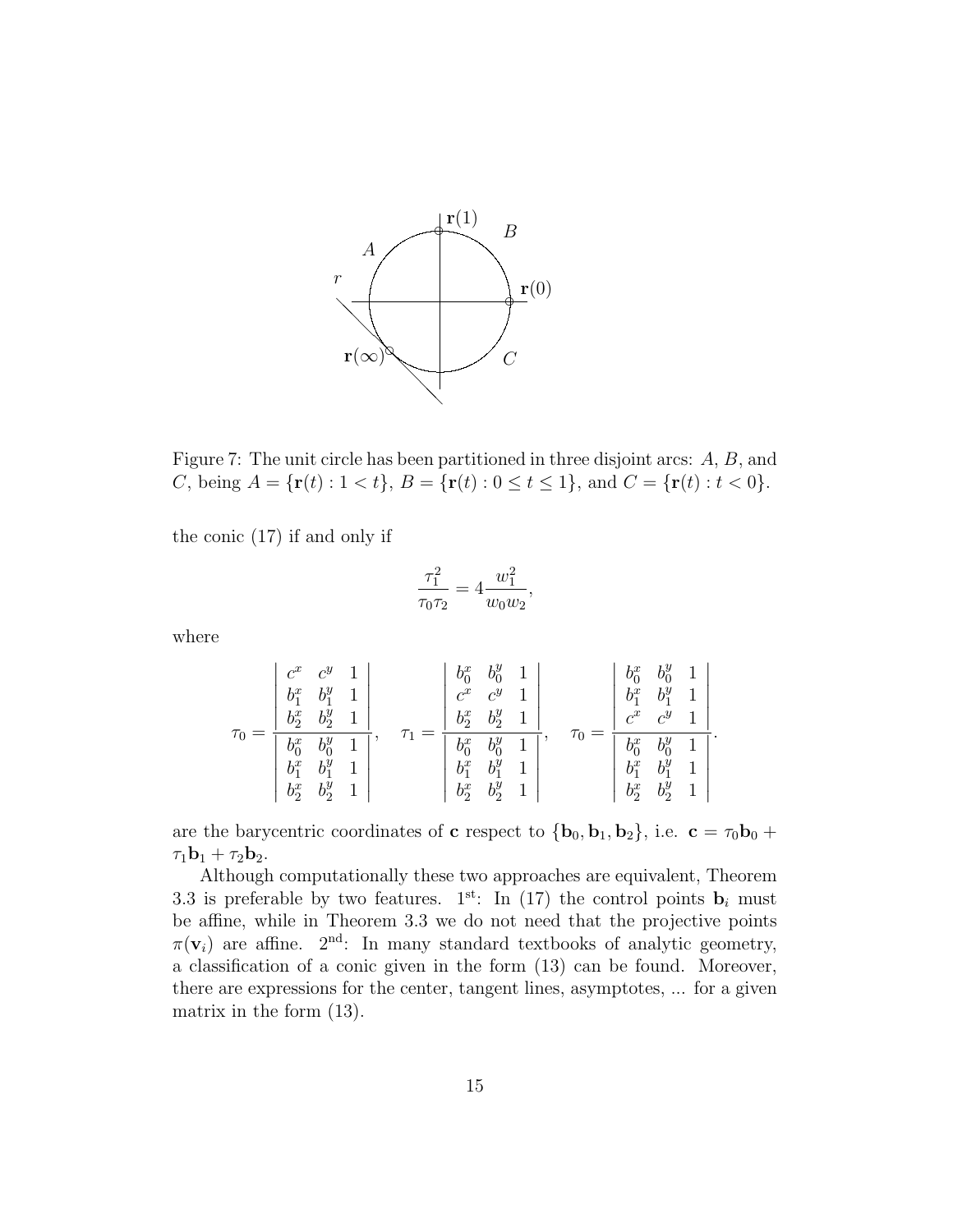Figure 7: The unit circle has been partitioned in three disjoint arcs: $A$, $B$, and $C$, being $A = \{\mathbf{r}(t) : 1 < t\}$, $B = \{\mathbf{r}(t) : 0 \leq t \leq 1\}$, and $C = \{\mathbf{r}(t) : t < 0\}$.

the conic (17) if and only if

$$\frac{\tau_1^2}{\tau_0 \tau_2} = 4\frac{w_1^2}{w_0 w_2},$$

where

$$\tau_0 = \frac{\begin{vmatrix} c^x & c^y & 1 \\ b_1^x & b_1^y & 1 \\ b_2^x & b_2^y & 1 \end{vmatrix}}{\begin{vmatrix} b_0^x & b_0^y & 1 \\ b_1^x & b_1^y & 1 \\ b_2^x & b_2^y & 1 \end{vmatrix}}, \quad \tau_1 = \frac{\begin{vmatrix} b_0^x & b_0^y & 1 \\ c^x & c^y & 1 \\ b_2^x & b_2^y & 1 \end{vmatrix}}{\begin{vmatrix} b_0^x & b_0^y & 1 \\ b_1^x & b_1^y & 1 \\ b_2^x & b_2^y & 1 \end{vmatrix}}, \quad \tau_0 = \frac{\begin{vmatrix} b_0^x & b_0^y & 1 \\ b_1^x & b_1^y & 1 \\ c^x & c^y & 1 \end{vmatrix}}{\begin{vmatrix} b_0^x & b_0^y & 1 \\ b_1^x & b_1^y & 1 \\ b_2^x & b_2^y & 1 \end{vmatrix}}.$$

are the barycentric coordinates of $\mathbf{c}$ respect to $\{\mathbf{b}_0, \mathbf{b}_1, \mathbf{b}_2\}$, i.e. $\mathbf{c} = \tau_0 \mathbf{b}_0 + \tau_1 \mathbf{b}_1 + \tau_2 \mathbf{b}_2$.

Although computationally these two approaches are equivalent, Theorem 3.3 is preferable by two features. $1^{\text{st}}$: In (17) the control points $\mathbf{b}_i$ must be affine, while in Theorem 3.3 we do not need that the projective points $\pi(\mathbf{v}_i)$ are affine. $2^{\text{nd}}$: In many standard textbooks of analytic geometry, a classification of a conic given in the form (13) can be found. Moreover, there are expressions for the center, tangent lines, asymptotes, ... for a given matrix in the form (13).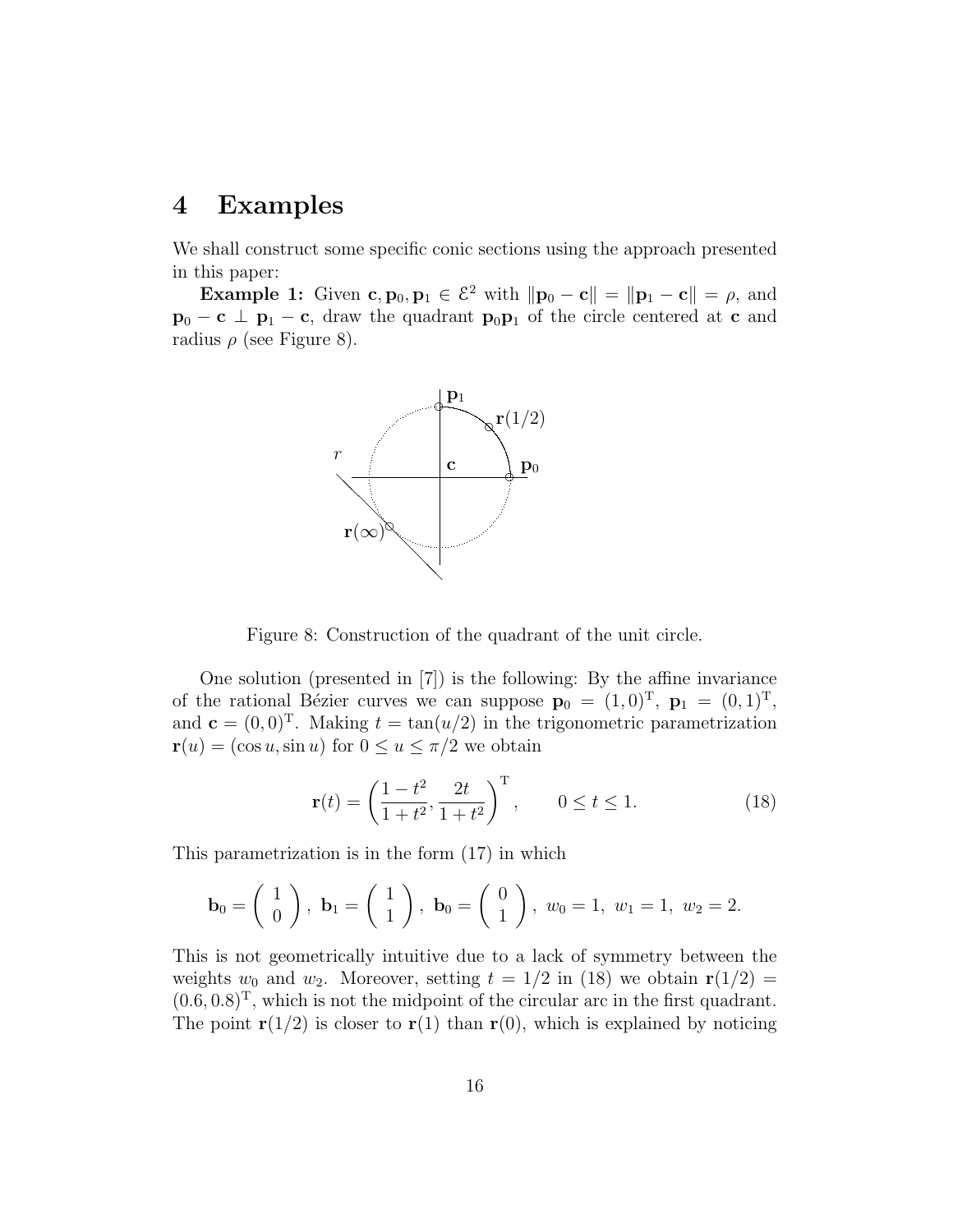# 4 Examples

We shall construct some specific conic sections using the approach presented in this paper:

**Example 1:** Given $\mathbf{c}, \mathbf{p}_0, \mathbf{p}_1 \in \mathcal{E}^2$ with $\|\mathbf{p}_0 - \mathbf{c}\| = \|\mathbf{p}_1 - \mathbf{c}\| = \rho$, and $\mathbf{p}_0 - \mathbf{c} \perp \mathbf{p}_1 - \mathbf{c}$, draw the quadrant $\mathbf{p}_0\mathbf{p}_1$ of the circle centered at $\mathbf{c}$ and radius $\rho$ (see Figure 8).

Figure 8: Construction of the quadrant of the unit circle.

One solution (presented in [7]) is the following: By the affine invariance of the rational Bézier curves we can suppose $\mathbf{p}_0 = (1,0)^{\mathrm{T}}$, $\mathbf{p}_1 = (0,1)^{\mathrm{T}}$, and $\mathbf{c} = (0,0)^{\mathrm{T}}$. Making $t = \tan(u/2)$ in the trigonometric parametrization $\mathbf{r}(u) = (\cos u, \sin u)$ for $0 \leq u \leq \pi/2$ we obtain

$$\mathbf{r}(t) = \left(\frac{1-t^2}{1+t^2}, \frac{2t}{1+t^2}\right)^{\mathrm{T}}, \qquad 0 \leq t \leq 1. \tag{18}$$

This parametrization is in the form (17) in which

$$\mathbf{b}_0 = \begin{pmatrix} 1 \\ 0 \end{pmatrix}, \ \mathbf{b}_1 = \begin{pmatrix} 1 \\ 1 \end{pmatrix}, \ \mathbf{b}_0 = \begin{pmatrix} 0 \\ 1 \end{pmatrix}, \ w_0 = 1, \ w_1 = 1, \ w_2 = 2.$$

This is not geometrically intuitive due to a lack of symmetry between the weights $w_0$ and $w_2$. Moreover, setting $t = 1/2$ in (18) we obtain $\mathbf{r}(1/2) = (0.6, 0.8)^{\mathrm{T}}$, which is not the midpoint of the circular arc in the first quadrant. The point $\mathbf{r}(1/2)$ is closer to $\mathbf{r}(1)$ than $\mathbf{r}(0)$, which is explained by noticing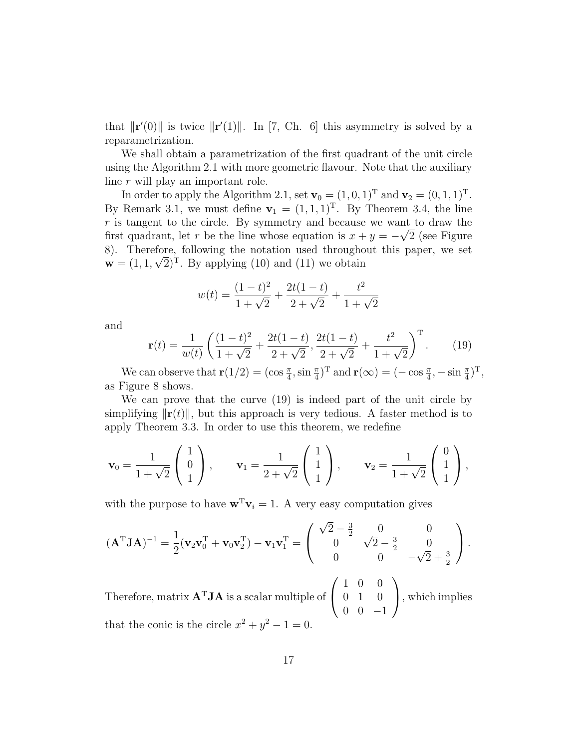that $\|\mathbf{r}'(0)\|$ is twice $\|\mathbf{r}'(1)\|$. In [7, Ch. 6] this asymmetry is solved by a reparametrization.

We shall obtain a parametrization of the first quadrant of the unit circle using the Algorithm 2.1 with more geometric flavour. Note that the auxiliary line $r$ will play an important role.

In order to apply the Algorithm 2.1, set $\mathbf{v}_0 = (1, 0, 1)^{\mathrm{T}}$ and $\mathbf{v}_2 = (0, 1, 1)^{\mathrm{T}}$. By Remark 3.1, we must define $\mathbf{v}_1 = (1, 1, 1)^{\mathrm{T}}$. By Theorem 3.4, the line $r$ is tangent to the circle. By symmetry and because we want to draw the first quadrant, let $r$ be the line whose equation is $x + y = -\sqrt{2}$ (see Figure 8). Therefore, following the notation used throughout this paper, we set $\mathbf{w} = (1, 1, \sqrt{2})^{\mathrm{T}}$. By applying (10) and (11) we obtain

$$w(t) = \frac{(1-t)^2}{1+\sqrt{2}} + \frac{2t(1-t)}{2+\sqrt{2}} + \frac{t^2}{1+\sqrt{2}}$$

and

$$\mathbf{r}(t) = \frac{1}{w(t)} \left( \frac{(1-t)^2}{1+\sqrt{2}} + \frac{2t(1-t)}{2+\sqrt{2}}, \frac{2t(1-t)}{2+\sqrt{2}} + \frac{t^2}{1+\sqrt{2}} \right)^{\mathrm{T}}. \qquad (19)$$

We can observe that $\mathbf{r}(1/2) = (\cos\frac{\pi}{4}, \sin\frac{\pi}{4})^{\mathrm{T}}$ and $\mathbf{r}(\infty) = (-\cos\frac{\pi}{4}, -\sin\frac{\pi}{4})^{\mathrm{T}}$, as Figure 8 shows.

We can prove that the curve (19) is indeed part of the unit circle by simplifying $\|\mathbf{r}(t)\|$, but this approach is very tedious. A faster method is to apply Theorem 3.3. In order to use this theorem, we redefine

$$\mathbf{v}_0 = \frac{1}{1+\sqrt{2}} \begin{pmatrix} 1 \\ 0 \\ 1 \end{pmatrix}, \qquad \mathbf{v}_1 = \frac{1}{2+\sqrt{2}} \begin{pmatrix} 1 \\ 1 \\ 1 \end{pmatrix}, \qquad \mathbf{v}_2 = \frac{1}{1+\sqrt{2}} \begin{pmatrix} 0 \\ 1 \\ 1 \end{pmatrix},$$

with the purpose to have $\mathbf{w}^{\mathrm{T}}\mathbf{v}_i = 1$. A very easy computation gives

$$(\mathbf{A}^{\mathrm{T}}\mathbf{J}\mathbf{A})^{-1} = \frac{1}{2}(\mathbf{v}_2\mathbf{v}_0^{\mathrm{T}} + \mathbf{v}_0\mathbf{v}_2^{\mathrm{T}}) - \mathbf{v}_1\mathbf{v}_1^{\mathrm{T}} = \begin{pmatrix} \sqrt{2} - \frac{3}{2} & 0 & 0 \\ 0 & \sqrt{2} - \frac{3}{2} & 0 \\ 0 & 0 & -\sqrt{2} + \frac{3}{2} \end{pmatrix}.$$

Therefore, matrix $\mathbf{A}^{\mathrm{T}}\mathbf{J}\mathbf{A}$ is a scalar multiple of $\begin{pmatrix} 1 & 0 & 0 \\ 0 & 1 & 0 \\ 0 & 0 & -1 \end{pmatrix}$, which implies that the conic is the circle $x^2 + y^2 - 1 = 0$.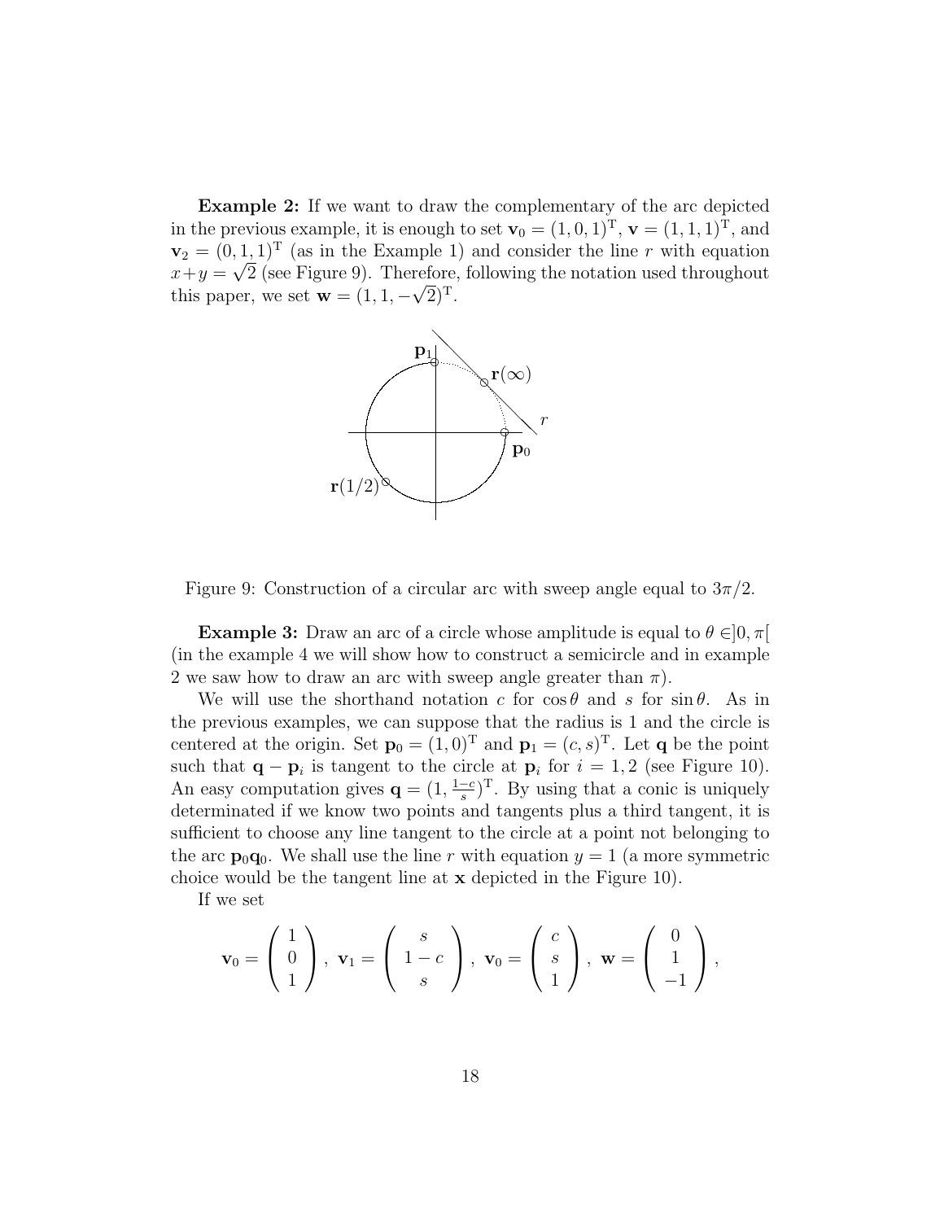**Example 2:** If we want to draw the complementary of the arc depicted in the previous example, it is enough to set $\mathbf{v}_0 = (1, 0, 1)^{\mathrm{T}}$, $\mathbf{v} = (1, 1, 1)^{\mathrm{T}}$, and $\mathbf{v}_2 = (0, 1, 1)^{\mathrm{T}}$ (as in the Example 1) and consider the line $r$ with equation $x+y = \sqrt{2}$ (see Figure 9). Therefore, following the notation used throughout this paper, we set $\mathbf{w} = (1, 1, -\sqrt{2})^{\mathrm{T}}$.

Figure 9: Construction of a circular arc with sweep angle equal to $3\pi/2$.

**Example 3:** Draw an arc of a circle whose amplitude is equal to $\theta \in ]0, \pi[$ (in the example 4 we will show how to construct a semicircle and in example 2 we saw how to draw an arc with sweep angle greater than $\pi$).

We will use the shorthand notation $c$ for $\cos\theta$ and $s$ for $\sin\theta$. As in the previous examples, we can suppose that the radius is 1 and the circle is centered at the origin. Set $\mathbf{p}_0 = (1, 0)^{\mathrm{T}}$ and $\mathbf{p}_1 = (c, s)^{\mathrm{T}}$. Let $\mathbf{q}$ be the point such that $\mathbf{q} - \mathbf{p}_i$ is tangent to the circle at $\mathbf{p}_i$ for $i = 1, 2$ (see Figure 10). An easy computation gives $\mathbf{q} = (1, \frac{1-c}{s})^{\mathrm{T}}$. By using that a conic is uniquely determinated if we know two points and tangents plus a third tangent, it is sufficient to choose any line tangent to the circle at a point not belonging to the arc $\mathbf{p}_0\mathbf{q}_0$. We shall use the line $r$ with equation $y = 1$ (a more symmetric choice would be the tangent line at $\mathbf{x}$ depicted in the Figure 10).

If we set

$$\mathbf{v}_0 = \begin{pmatrix} 1 \\ 0 \\ 1 \end{pmatrix}, \ \mathbf{v}_1 = \begin{pmatrix} s \\ 1-c \\ s \end{pmatrix}, \ \mathbf{v}_0 = \begin{pmatrix} c \\ s \\ 1 \end{pmatrix}, \ \mathbf{w} = \begin{pmatrix} 0 \\ 1 \\ -1 \end{pmatrix},$$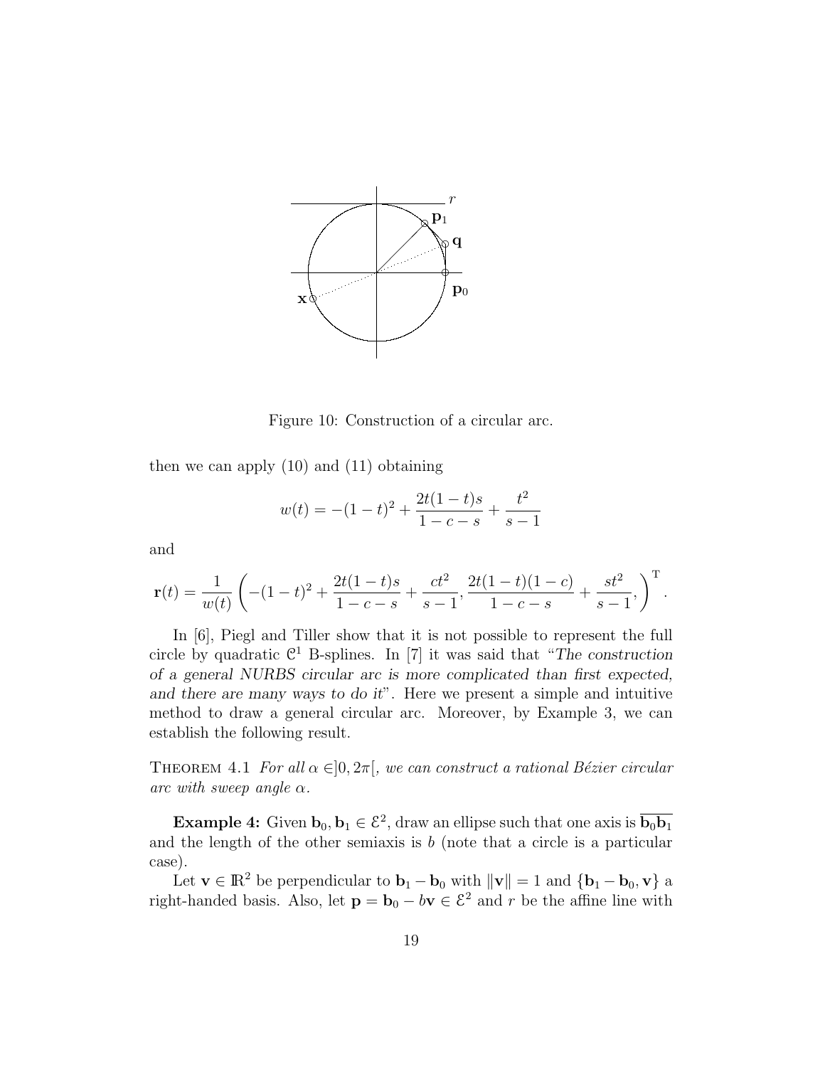Figure 10: Construction of a circular arc.

then we can apply (10) and (11) obtaining

$$w(t) = -(1-t)^2 + \frac{2t(1-t)s}{1-c-s} + \frac{t^2}{s-1}$$

and

$$\mathbf{r}(t) = \frac{1}{w(t)} \left( -(1-t)^2 + \frac{2t(1-t)s}{1-c-s} + \frac{ct^2}{s-1}, \frac{2t(1-t)(1-c)}{1-c-s} + \frac{st^2}{s-1}, \right)^{\mathrm{T}}.$$

In [6], Piegl and Tiller show that it is not possible to represent the full circle by quadratic $\mathcal{C}^1$ B-splines. In [7] it was said that "*The construction of a general NURBS circular arc is more complicated than first expected, and there are many ways to do it*". Here we present a simple and intuitive method to draw a general circular arc. Moreover, by Example 3, we can establish the following result.

THEOREM 4.1 *For all $\alpha \in ]0, 2\pi[$, we can construct a rational Bézier circular arc with sweep angle $\alpha$.*

**Example 4:** Given $\mathbf{b}_0, \mathbf{b}_1 \in \mathcal{E}^2$, draw an ellipse such that one axis is $\overline{\mathbf{b}_0\mathbf{b}_1}$ and the length of the other semiaxis is $b$ (note that a circle is a particular case).

Let $\mathbf{v} \in \mathbb{R}^2$ be perpendicular to $\mathbf{b}_1 - \mathbf{b}_0$ with $\|\mathbf{v}\| = 1$ and $\{\mathbf{b}_1 - \mathbf{b}_0, \mathbf{v}\}$ a right-handed basis. Also, let $\mathbf{p} = \mathbf{b}_0 - b\mathbf{v} \in \mathcal{E}^2$ and $r$ be the affine line with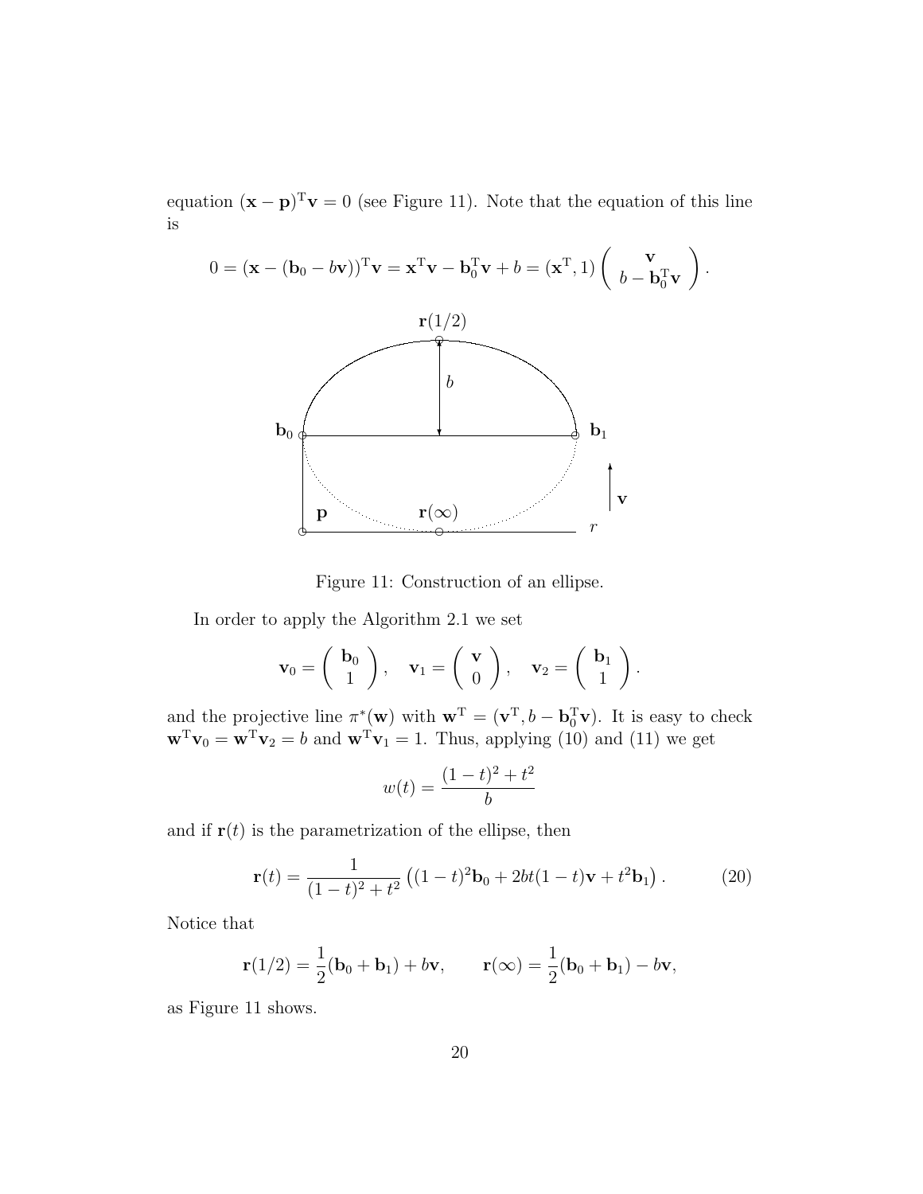equation $(\mathbf{x}-\mathbf{p})^{\mathrm{T}}\mathbf{v} = 0$ (see Figure 11). Note that the equation of this line is

$$0 = (\mathbf{x} - (\mathbf{b}_0 - b\mathbf{v}))^{\mathrm{T}}\mathbf{v} = \mathbf{x}^{\mathrm{T}}\mathbf{v} - \mathbf{b}_0^{\mathrm{T}}\mathbf{v} + b = (\mathbf{x}^{\mathrm{T}}, 1)\begin{pmatrix} \mathbf{v} \\ b - \mathbf{b}_0^{\mathrm{T}}\mathbf{v} \end{pmatrix}.$$

Figure 11: Construction of an ellipse.

In order to apply the Algorithm 2.1 we set

$$\mathbf{v}_0 = \begin{pmatrix} \mathbf{b}_0 \\ 1 \end{pmatrix}, \quad \mathbf{v}_1 = \begin{pmatrix} \mathbf{v} \\ 0 \end{pmatrix}, \quad \mathbf{v}_2 = \begin{pmatrix} \mathbf{b}_1 \\ 1 \end{pmatrix}.$$

and the projective line $\pi^*(\mathbf{w})$ with $\mathbf{w}^{\mathrm{T}} = (\mathbf{v}^{\mathrm{T}}, b - \mathbf{b}_0^{\mathrm{T}}\mathbf{v})$. It is easy to check $\mathbf{w}^{\mathrm{T}}\mathbf{v}_0 = \mathbf{w}^{\mathrm{T}}\mathbf{v}_2 = b$ and $\mathbf{w}^{\mathrm{T}}\mathbf{v}_1 = 1$. Thus, applying (10) and (11) we get

$$w(t) = \frac{(1-t)^2 + t^2}{b}$$

and if $\mathbf{r}(t)$ is the parametrization of the ellipse, then

$$\mathbf{r}(t) = \frac{1}{(1-t)^2 + t^2}\left((1-t)^2\mathbf{b}_0 + 2bt(1-t)\mathbf{v} + t^2\mathbf{b}_1\right). \tag{20}$$

Notice that

$$\mathbf{r}(1/2) = \frac{1}{2}(\mathbf{b}_0 + \mathbf{b}_1) + b\mathbf{v}, \qquad \mathbf{r}(\infty) = \frac{1}{2}(\mathbf{b}_0 + \mathbf{b}_1) - b\mathbf{v},$$

as Figure 11 shows.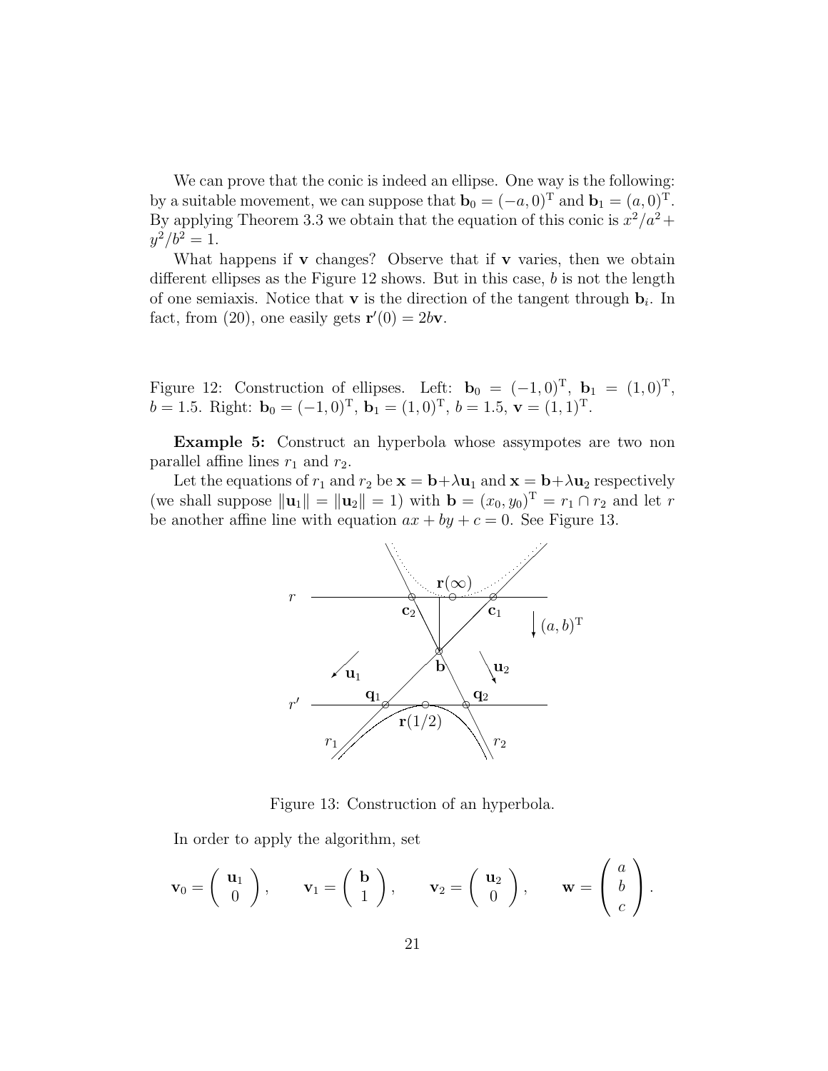We can prove that the conic is indeed an ellipse. One way is the following: by a suitable movement, we can suppose that $\mathbf{b}_0 = (-a, 0)^{\mathrm{T}}$ and $\mathbf{b}_1 = (a, 0)^{\mathrm{T}}$. By applying Theorem 3.3 we obtain that the equation of this conic is $x^2/a^2 + y^2/b^2 = 1$.

What happens if $\mathbf{v}$ changes? Observe that if $\mathbf{v}$ varies, then we obtain different ellipses as the Figure 12 shows. But in this case, $b$ is not the length of one semiaxis. Notice that $\mathbf{v}$ is the direction of the tangent through $\mathbf{b}_i$. In fact, from (20), one easily gets $\mathbf{r}'(0) = 2b\mathbf{v}$.

Figure 12: Construction of ellipses. Left: $\mathbf{b}_0 = (-1, 0)^{\mathrm{T}}$, $\mathbf{b}_1 = (1, 0)^{\mathrm{T}}$, $b = 1.5$. Right: $\mathbf{b}_0 = (-1, 0)^{\mathrm{T}}$, $\mathbf{b}_1 = (1, 0)^{\mathrm{T}}$, $b = 1.5$, $\mathbf{v} = (1, 1)^{\mathrm{T}}$.

**Example 5:** Construct an hyperbola whose assympotes are two non parallel affine lines $r_1$ and $r_2$.

Let the equations of $r_1$ and $r_2$ be $\mathbf{x} = \mathbf{b} + \lambda \mathbf{u}_1$ and $\mathbf{x} = \mathbf{b} + \lambda \mathbf{u}_2$ respectively (we shall suppose $\|\mathbf{u}_1\| = \|\mathbf{u}_2\| = 1$) with $\mathbf{b} = (x_0, y_0)^{\mathrm{T}} = r_1 \cap r_2$ and let $r$ be another affine line with equation $ax + by + c = 0$. See Figure 13.

Figure 13: Construction of an hyperbola.

In order to apply the algorithm, set

$$\mathbf{v}_0 = \begin{pmatrix} \mathbf{u}_1 \\ 0 \end{pmatrix}, \qquad \mathbf{v}_1 = \begin{pmatrix} \mathbf{b} \\ 1 \end{pmatrix}, \qquad \mathbf{v}_2 = \begin{pmatrix} \mathbf{u}_2 \\ 0 \end{pmatrix}, \qquad \mathbf{w} = \begin{pmatrix} a \\ b \\ c \end{pmatrix}.$$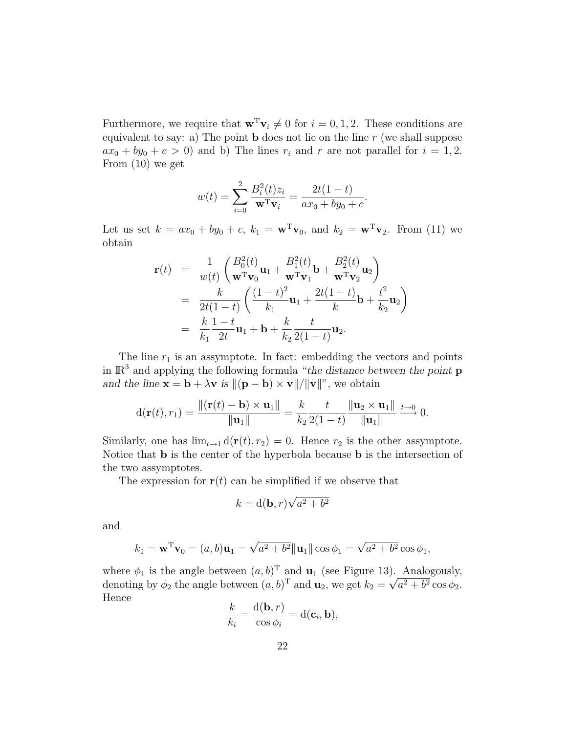Furthermore, we require that $\mathbf{w}^{\mathrm{T}}\mathbf{v}_i \neq 0$ for $i = 0, 1, 2$. These conditions are equivalent to say: a) The point $\mathbf{b}$ does not lie on the line $r$ (we shall suppose $ax_0 + by_0 + c > 0$) and b) The lines $r_i$ and $r$ are not parallel for $i = 1, 2$. From (10) we get

$$w(t) = \sum_{i=0}^{2} \frac{B_i^2(t) z_i}{\mathbf{w}^{\mathrm{T}}\mathbf{v}_i} = \frac{2t(1-t)}{ax_0 + by_0 + c}.$$

Let us set $k = ax_0 + by_0 + c$, $k_1 = \mathbf{w}^{\mathrm{T}}\mathbf{v}_0$, and $k_2 = \mathbf{w}^{\mathrm{T}}\mathbf{v}_2$. From (11) we obtain

$$\begin{aligned}
\mathbf{r}(t) &= \frac{1}{w(t)} \left( \frac{B_0^2(t)}{\mathbf{w}^{\mathrm{T}}\mathbf{v}_0}\mathbf{u}_1 + \frac{B_1^2(t)}{\mathbf{w}^{\mathrm{T}}\mathbf{v}_1}\mathbf{b} + \frac{B_2^2(t)}{\mathbf{w}^{\mathrm{T}}\mathbf{v}_2}\mathbf{u}_2 \right) \\
&= \frac{k}{2t(1-t)} \left( \frac{(1-t)^2}{k_1}\mathbf{u}_1 + \frac{2t(1-t)}{k}\mathbf{b} + \frac{t^2}{k_2}\mathbf{u}_2 \right) \\
&= \frac{k}{k_1}\frac{1-t}{2t}\mathbf{u}_1 + \mathbf{b} + \frac{k}{k_2}\frac{t}{2(1-t)}\mathbf{u}_2.
\end{aligned}$$

The line $r_1$ is an assymptote. In fact: embedding the vectors and points in $\mathbb{R}^3$ and applying the following formula "*the distance between the point* $\mathbf{p}$ *and the line* $\mathbf{x} = \mathbf{b} + \lambda\mathbf{v}$ *is* $\|(\mathbf{p} - \mathbf{b}) \times \mathbf{v}\|/\|\mathbf{v}\|$", we obtain

$$\mathrm{d}(\mathbf{r}(t), r_1) = \frac{\|(\mathbf{r}(t) - \mathbf{b}) \times \mathbf{u}_1\|}{\|\mathbf{u}_1\|} = \frac{k}{k_2}\frac{t}{2(1-t)}\frac{\|\mathbf{u}_2 \times \mathbf{u}_1\|}{\|\mathbf{u}_1\|} \xrightarrow{t\to 0} 0.$$

Similarly, one has $\lim_{t\to 1} \mathrm{d}(\mathbf{r}(t), r_2) = 0$. Hence $r_2$ is the other assymptote. Notice that $\mathbf{b}$ is the center of the hyperbola because $\mathbf{b}$ is the intersection of the two assymptotes.

The expression for $\mathbf{r}(t)$ can be simplified if we observe that

$$k = \mathrm{d}(\mathbf{b}, r)\sqrt{a^2 + b^2}$$

and

$$k_1 = \mathbf{w}^{\mathrm{T}}\mathbf{v}_0 = (a, b)\mathbf{u}_1 = \sqrt{a^2 + b^2}\|\mathbf{u}_1\| \cos\phi_1 = \sqrt{a^2 + b^2}\cos\phi_1,$$

where $\phi_1$ is the angle between $(a, b)^{\mathrm{T}}$ and $\mathbf{u}_1$ (see Figure 13). Analogously, denoting by $\phi_2$ the angle between $(a, b)^{\mathrm{T}}$ and $\mathbf{u}_2$, we get $k_2 = \sqrt{a^2 + b^2}\cos\phi_2$. Hence

$$\frac{k}{k_i} = \frac{\mathrm{d}(\mathbf{b}, r)}{\cos\phi_i} = \mathrm{d}(\mathbf{c}_i, \mathbf{b}),$$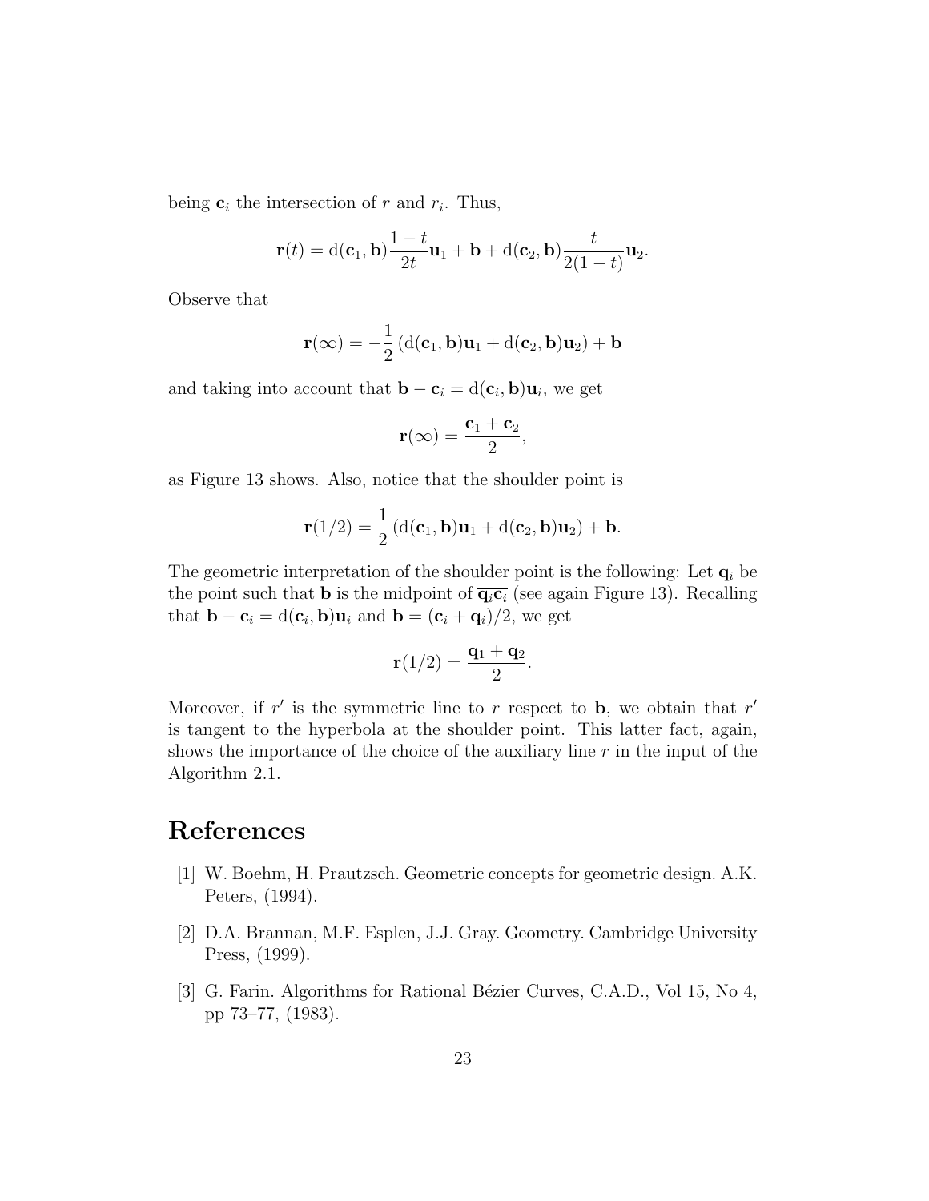being $\mathbf{c}_i$ the intersection of $r$ and $r_i$. Thus,

$$\mathbf{r}(t) = \mathrm{d}(\mathbf{c}_1, \mathbf{b})\frac{1-t}{2t}\mathbf{u}_1 + \mathbf{b} + \mathrm{d}(\mathbf{c}_2, \mathbf{b})\frac{t}{2(1-t)}\mathbf{u}_2.$$

Observe that

$$\mathbf{r}(\infty) = -\frac{1}{2}\left(\mathrm{d}(\mathbf{c}_1, \mathbf{b})\mathbf{u}_1 + \mathrm{d}(\mathbf{c}_2, \mathbf{b})\mathbf{u}_2\right) + \mathbf{b}$$

and taking into account that $\mathbf{b} - \mathbf{c}_i = \mathrm{d}(\mathbf{c}_i, \mathbf{b})\mathbf{u}_i$, we get

$$\mathbf{r}(\infty) = \frac{\mathbf{c}_1 + \mathbf{c}_2}{2},$$

as Figure 13 shows. Also, notice that the shoulder point is

$$\mathbf{r}(1/2) = \frac{1}{2}\left(\mathrm{d}(\mathbf{c}_1, \mathbf{b})\mathbf{u}_1 + \mathrm{d}(\mathbf{c}_2, \mathbf{b})\mathbf{u}_2\right) + \mathbf{b}.$$

The geometric interpretation of the shoulder point is the following: Let $\mathbf{q}_i$ be the point such that $\mathbf{b}$ is the midpoint of $\overline{\mathbf{q}_i\mathbf{c}_i}$ (see again Figure 13). Recalling that $\mathbf{b} - \mathbf{c}_i = \mathrm{d}(\mathbf{c}_i, \mathbf{b})\mathbf{u}_i$ and $\mathbf{b} = (\mathbf{c}_i + \mathbf{q}_i)/2$, we get

$$\mathbf{r}(1/2) = \frac{\mathbf{q}_1 + \mathbf{q}_2}{2}.$$

Moreover, if $r'$ is the symmetric line to $r$ respect to $\mathbf{b}$, we obtain that $r'$ is tangent to the hyperbola at the shoulder point. This latter fact, again, shows the importance of the choice of the auxiliary line $r$ in the input of the Algorithm 2.1.

# References

[1] W. Boehm, H. Prautzsch. Geometric concepts for geometric design. A.K. Peters, (1994).

[2] D.A. Brannan, M.F. Esplen, J.J. Gray. Geometry. Cambridge University Press, (1999).

[3] G. Farin. Algorithms for Rational Bézier Curves, C.A.D., Vol 15, No 4, pp 73–77, (1983).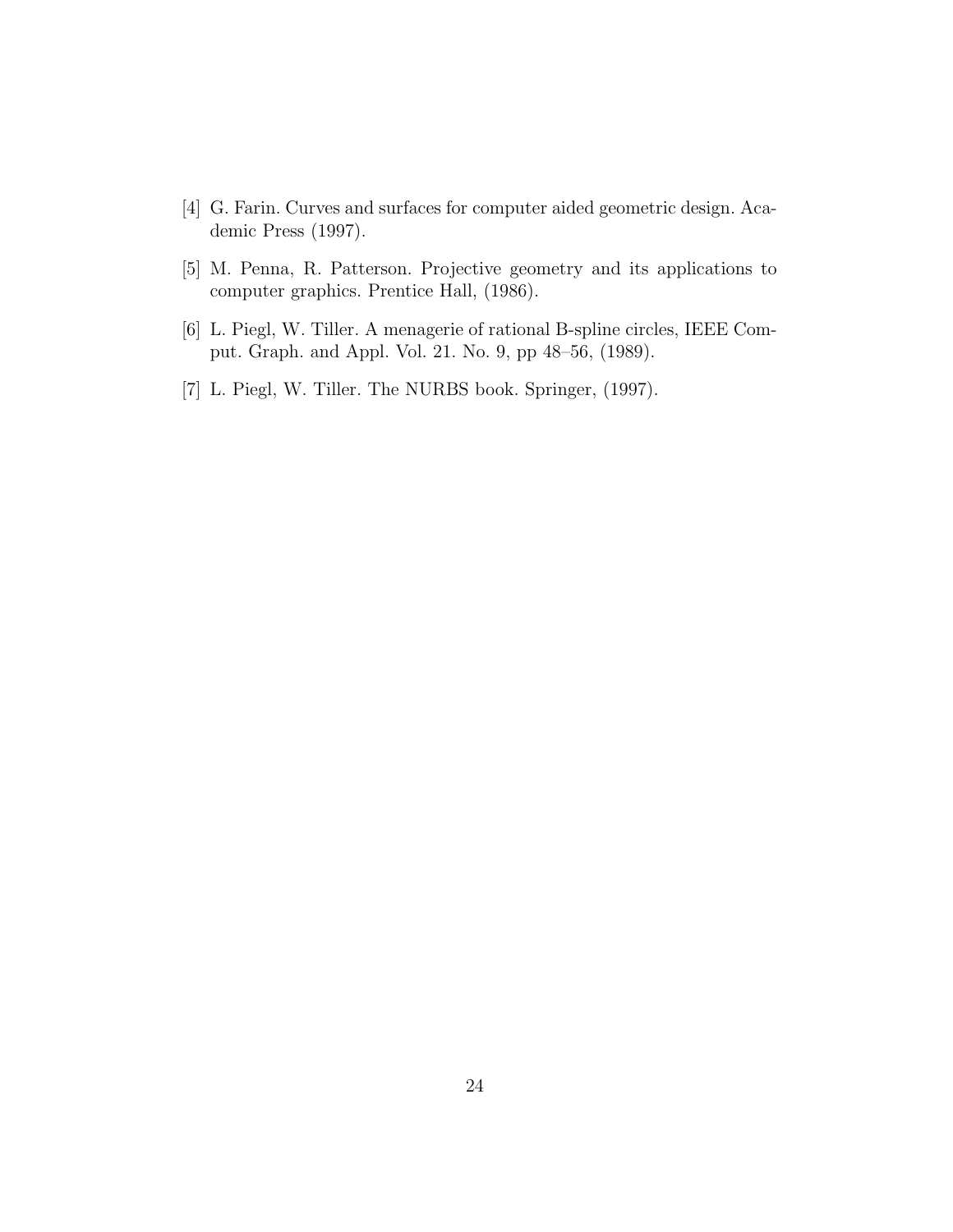[4] G. Farin. Curves and surfaces for computer aided geometric design. Academic Press (1997).

[5] M. Penna, R. Patterson. Projective geometry and its applications to computer graphics. Prentice Hall, (1986).

[6] L. Piegl, W. Tiller. A menagerie of rational B-spline circles, IEEE Comput. Graph. and Appl. Vol. 21. No. 9, pp 48–56, (1989).

[7] L. Piegl, W. Tiller. The NURBS book. Springer, (1997).